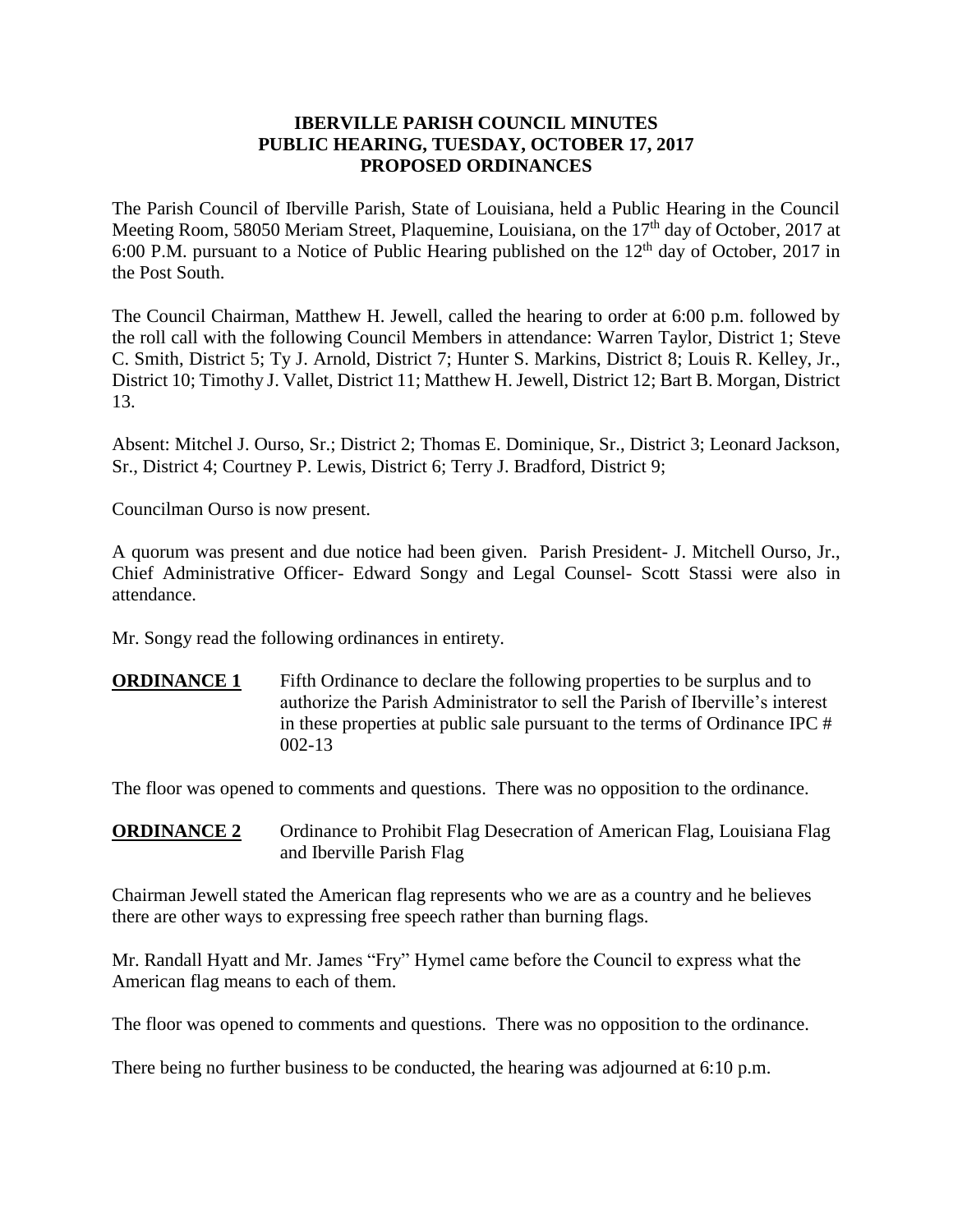# IBERVILLE PARISH COUNCIL MINUTES
## PUBLIC HEARING, TUESDAY, OCTOBER 17, 2017
## PROPOSED ORDINANCES

The Parish Council of Iberville Parish, State of Louisiana, held a Public Hearing in the Council Meeting Room, 58050 Meriam Street, Plaquemine, Louisiana, on the 17th day of October, 2017 at 6:00 P.M. pursuant to a Notice of Public Hearing published on the 12th day of October, 2017 in the Post South.

The Council Chairman, Matthew H. Jewell, called the hearing to order at 6:00 p.m. followed by the roll call with the following Council Members in attendance: Warren Taylor, District 1; Steve C. Smith, District 5; Ty J. Arnold, District 7; Hunter S. Markins, District 8; Louis R. Kelley, Jr., District 10; Timothy J. Vallet, District 11; Matthew H. Jewell, District 12; Bart B. Morgan, District 13.

Absent: Mitchel J. Ourso, Sr.; District 2; Thomas E. Dominique, Sr., District 3; Leonard Jackson, Sr., District 4; Courtney P. Lewis, District 6; Terry J. Bradford, District 9;

Councilman Ourso is now present.

A quorum was present and due notice had been given. Parish President- J. Mitchell Ourso, Jr., Chief Administrative Officer- Edward Songy and Legal Counsel- Scott Stassi were also in attendance.

Mr. Songy read the following ordinances in entirety.

**ORDINANCE 1** Fifth Ordinance to declare the following properties to be surplus and to authorize the Parish Administrator to sell the Parish of Iberville's interest in these properties at public sale pursuant to the terms of Ordinance IPC # 002-13

The floor was opened to comments and questions. There was no opposition to the ordinance.

**ORDINANCE 2** Ordinance to Prohibit Flag Desecration of American Flag, Louisiana Flag and Iberville Parish Flag

Chairman Jewell stated the American flag represents who we are as a country and he believes there are other ways to expressing free speech rather than burning flags.

Mr. Randall Hyatt and Mr. James "Fry" Hymel came before the Council to express what the American flag means to each of them.

The floor was opened to comments and questions. There was no opposition to the ordinance.

There being no further business to be conducted, the hearing was adjourned at 6:10 p.m.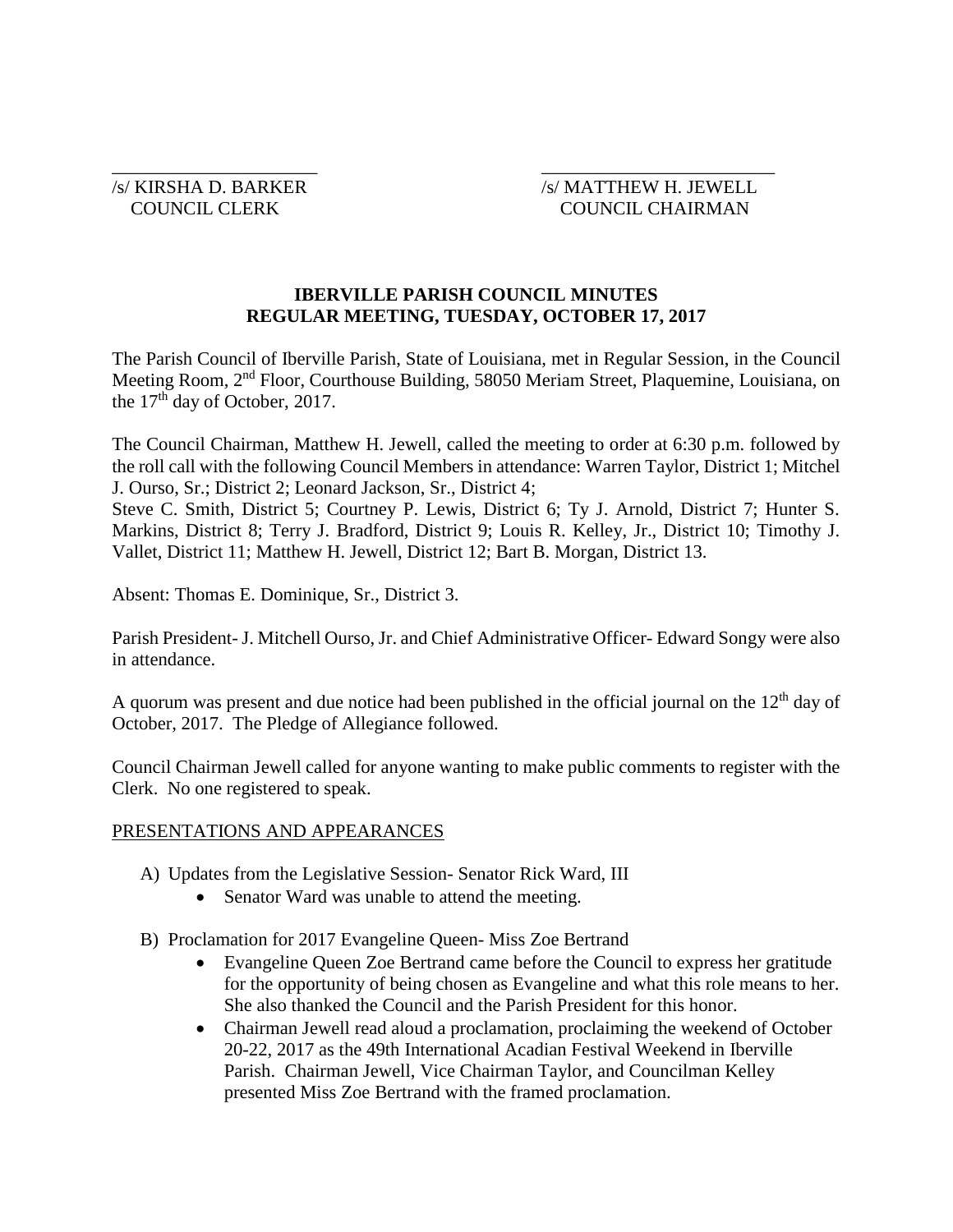\_\_\_\_\_\_\_\_\_\_\_\_\_\_\_\_\_\_\_\_\_\_\_ \_\_\_\_\_\_\_\_\_\_\_\_\_\_\_\_\_\_\_\_\_\_\_\_\_

/s/ KIRSHA D. BARKER /s/ MATTHEW H. JEWELL
COUNCIL CLERK COUNCIL CHAIRMAN

**IBERVILLE PARISH COUNCIL MINUTES**
**REGULAR MEETING, TUESDAY, OCTOBER 17, 2017**

The Parish Council of Iberville Parish, State of Louisiana, met in Regular Session, in the Council Meeting Room, 2nd Floor, Courthouse Building, 58050 Meriam Street, Plaquemine, Louisiana, on the 17th day of October, 2017.

The Council Chairman, Matthew H. Jewell, called the meeting to order at 6:30 p.m. followed by the roll call with the following Council Members in attendance: Warren Taylor, District 1; Mitchel J. Ourso, Sr.; District 2; Leonard Jackson, Sr., District 4;
Steve C. Smith, District 5; Courtney P. Lewis, District 6; Ty J. Arnold, District 7; Hunter S. Markins, District 8; Terry J. Bradford, District 9; Louis R. Kelley, Jr., District 10; Timothy J. Vallet, District 11; Matthew H. Jewell, District 12; Bart B. Morgan, District 13.

Absent: Thomas E. Dominique, Sr., District 3.

Parish President- J. Mitchell Ourso, Jr. and Chief Administrative Officer- Edward Songy were also in attendance.

A quorum was present and due notice had been published in the official journal on the 12th day of October, 2017. The Pledge of Allegiance followed.

Council Chairman Jewell called for anyone wanting to make public comments to register with the Clerk. No one registered to speak.

PRESENTATIONS AND APPEARANCES

A) Updates from the Legislative Session- Senator Rick Ward, III
  - Senator Ward was unable to attend the meeting.

B) Proclamation for 2017 Evangeline Queen- Miss Zoe Bertrand
  - Evangeline Queen Zoe Bertrand came before the Council to express her gratitude for the opportunity of being chosen as Evangeline and what this role means to her. She also thanked the Council and the Parish President for this honor.
  - Chairman Jewell read aloud a proclamation, proclaiming the weekend of October 20-22, 2017 as the 49th International Acadian Festival Weekend in Iberville Parish. Chairman Jewell, Vice Chairman Taylor, and Councilman Kelley presented Miss Zoe Bertrand with the framed proclamation.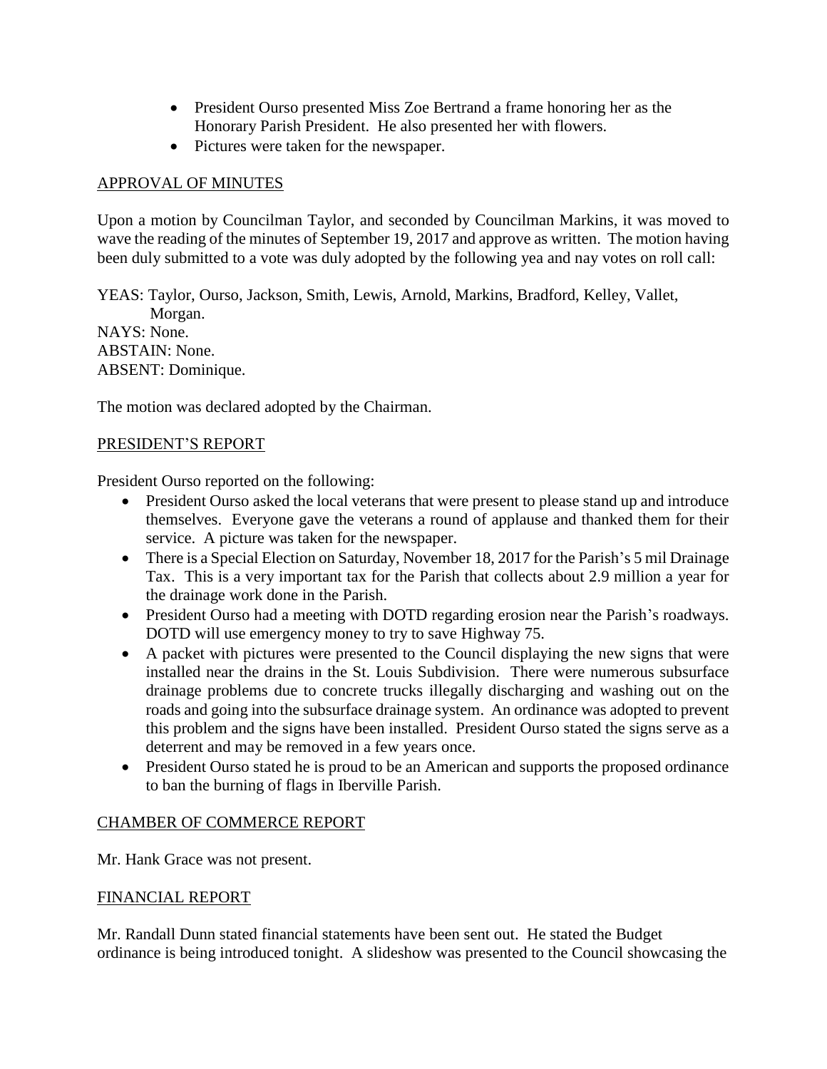- President Ourso presented Miss Zoe Bertrand a frame honoring her as the Honorary Parish President. He also presented her with flowers.
- Pictures were taken for the newspaper.

## APPROVAL OF MINUTES

Upon a motion by Councilman Taylor, and seconded by Councilman Markins, it was moved to wave the reading of the minutes of September 19, 2017 and approve as written. The motion having been duly submitted to a vote was duly adopted by the following yea and nay votes on roll call:

YEAS: Taylor, Ourso, Jackson, Smith, Lewis, Arnold, Markins, Bradford, Kelley, Vallet, Morgan.
NAYS: None.
ABSTAIN: None.
ABSENT: Dominique.

The motion was declared adopted by the Chairman.

## PRESIDENT'S REPORT

President Ourso reported on the following:

- President Ourso asked the local veterans that were present to please stand up and introduce themselves. Everyone gave the veterans a round of applause and thanked them for their service. A picture was taken for the newspaper.
- There is a Special Election on Saturday, November 18, 2017 for the Parish's 5 mil Drainage Tax. This is a very important tax for the Parish that collects about 2.9 million a year for the drainage work done in the Parish.
- President Ourso had a meeting with DOTD regarding erosion near the Parish's roadways. DOTD will use emergency money to try to save Highway 75.
- A packet with pictures were presented to the Council displaying the new signs that were installed near the drains in the St. Louis Subdivision. There were numerous subsurface drainage problems due to concrete trucks illegally discharging and washing out on the roads and going into the subsurface drainage system. An ordinance was adopted to prevent this problem and the signs have been installed. President Ourso stated the signs serve as a deterrent and may be removed in a few years once.
- President Ourso stated he is proud to be an American and supports the proposed ordinance to ban the burning of flags in Iberville Parish.

## CHAMBER OF COMMERCE REPORT

Mr. Hank Grace was not present.

## FINANCIAL REPORT

Mr. Randall Dunn stated financial statements have been sent out. He stated the Budget ordinance is being introduced tonight. A slideshow was presented to the Council showcasing the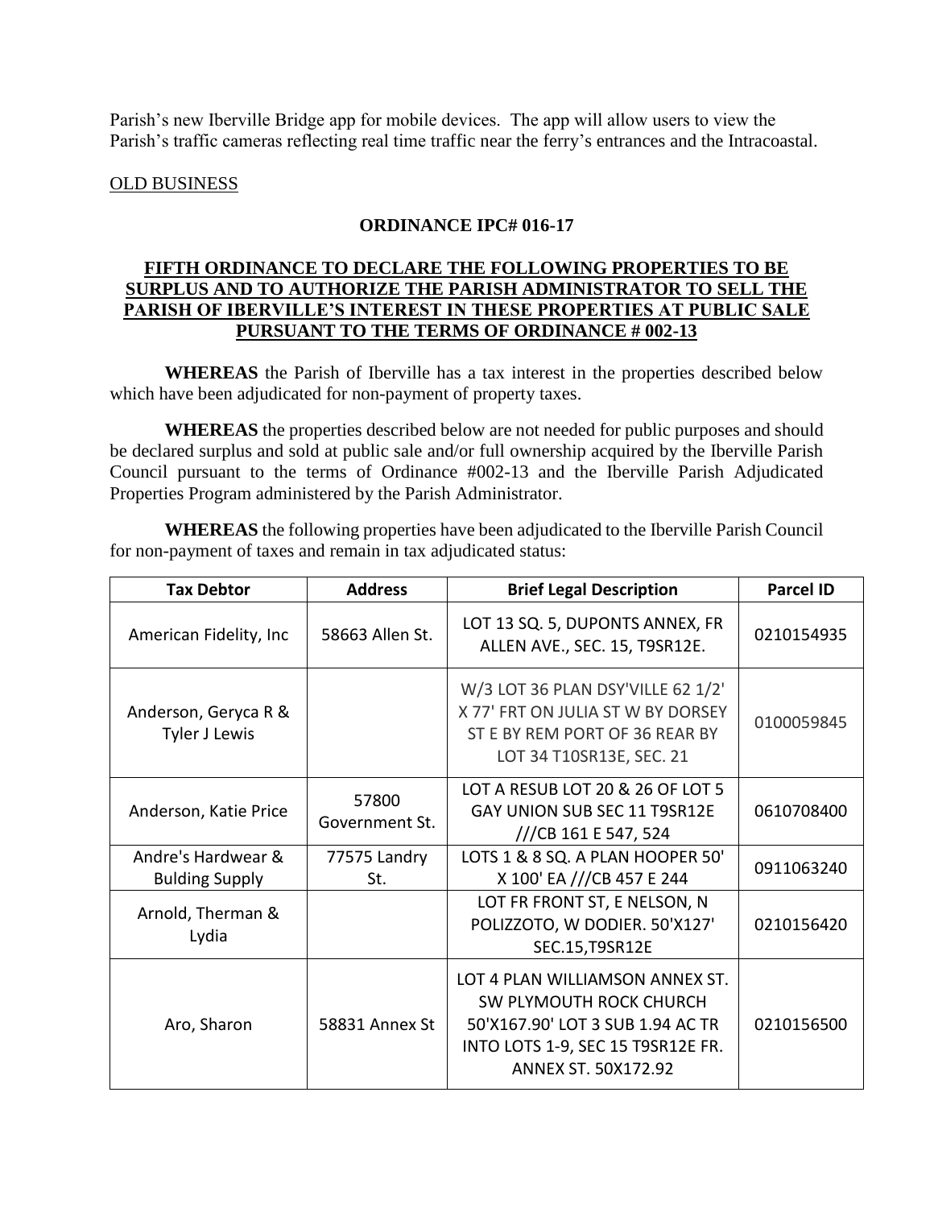Parish's new Iberville Bridge app for mobile devices. The app will allow users to view the Parish's traffic cameras reflecting real time traffic near the ferry's entrances and the Intracoastal.

OLD BUSINESS

**ORDINANCE IPC# 016-17**

**FIFTH ORDINANCE TO DECLARE THE FOLLOWING PROPERTIES TO BE SURPLUS AND TO AUTHORIZE THE PARISH ADMINISTRATOR TO SELL THE PARISH OF IBERVILLE'S INTEREST IN THESE PROPERTIES AT PUBLIC SALE PURSUANT TO THE TERMS OF ORDINANCE # 002-13**

**WHEREAS** the Parish of Iberville has a tax interest in the properties described below which have been adjudicated for non-payment of property taxes.

**WHEREAS** the properties described below are not needed for public purposes and should be declared surplus and sold at public sale and/or full ownership acquired by the Iberville Parish Council pursuant to the terms of Ordinance #002-13 and the Iberville Parish Adjudicated Properties Program administered by the Parish Administrator.

**WHEREAS** the following properties have been adjudicated to the Iberville Parish Council for non-payment of taxes and remain in tax adjudicated status:

| Tax Debtor | Address | Brief Legal Description | Parcel ID |
|---|---|---|---|
| American Fidelity, Inc | 58663 Allen St. | LOT 13 SQ. 5, DUPONTS ANNEX, FR ALLEN AVE., SEC. 15, T9SR12E. | 0210154935 |
| Anderson, Geryca R & Tyler J Lewis | | W/3 LOT 36 PLAN DSY'VILLE 62 1/2' X 77' FRT ON JULIA ST W BY DORSEY ST E BY REM PORT OF 36 REAR BY LOT 34 T10SR13E, SEC. 21 | 0100059845 |
| Anderson, Katie Price | 57800 Government St. | LOT A RESUB LOT 20 & 26 OF LOT 5 GAY UNION SUB SEC 11 T9SR12E ///CB 161 E 547, 524 | 0610708400 |
| Andre's Hardwear & Bulding Supply | 77575 Landry St. | LOTS 1 & 8 SQ. A PLAN HOOPER 50' X 100' EA ///CB 457 E 244 | 0911063240 |
| Arnold, Therman & Lydia | | LOT FR FRONT ST, E NELSON, N POLIZZOTO, W DODIER. 50'X127' SEC.15,T9SR12E | 0210156420 |
| Aro, Sharon | 58831 Annex St | LOT 4 PLAN WILLIAMSON ANNEX ST. SW PLYMOUTH ROCK CHURCH 50'X167.90' LOT 3 SUB 1.94 AC TR INTO LOTS 1-9, SEC 15 T9SR12E FR. ANNEX ST. 50X172.92 | 0210156500 |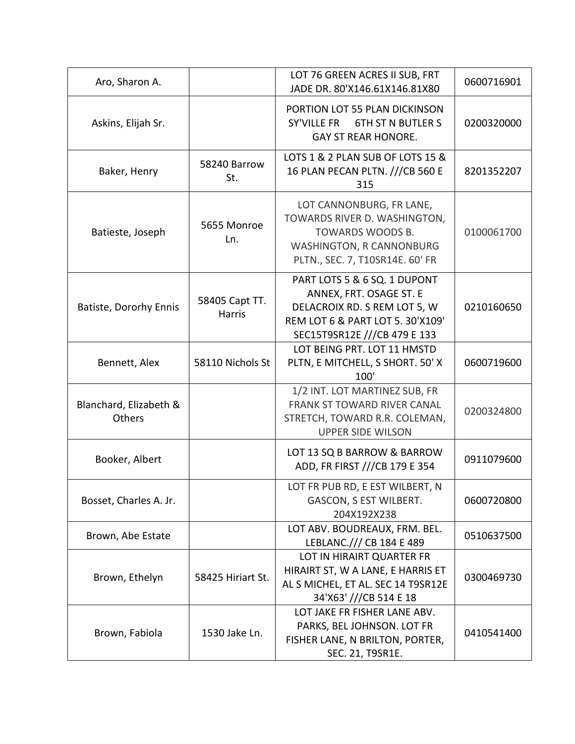| | | | |
|---|---|---|---|
| Aro, Sharon A. | | LOT 76 GREEN ACRES II SUB, FRT JADE DR. 80'X146.61X146.81X80 | 0600716901 |
| Askins, Elijah Sr. | | PORTION LOT 55 PLAN DICKINSON SY'VILLE FR 6TH ST N BUTLER S GAY ST REAR HONORE. | 0200320000 |
| Baker, Henry | 58240 Barrow St. | LOTS 1 & 2 PLAN SUB OF LOTS 15 & 16 PLAN PECAN PLTN. ///CB 560 E 315 | 8201352207 |
| Batieste, Joseph | 5655 Monroe Ln. | LOT CANNONBURG, FR LANE, TOWARDS RIVER D. WASHINGTON, TOWARDS WOODS B. WASHINGTON, R CANNONBURG PLTN., SEC. 7, T10SR14E. 60' FR | 0100061700 |
| Batiste, Dororhy Ennis | 58405 Capt TT. Harris | PART LOTS 5 & 6 SQ. 1 DUPONT ANNEX, FRT. OSAGE ST. E DELACROIX RD. S REM LOT 5, W REM LOT 6 & PART LOT 5. 30'X109' SEC15T9SR12E ///CB 479 E 133 | 0210160650 |
| Bennett, Alex | 58110 Nichols St | LOT BEING PRT. LOT 11 HMSTD PLTN, E MITCHELL, S SHORT. 50' X 100' | 0600719600 |
| Blanchard, Elizabeth & Others | | 1/2 INT. LOT MARTINEZ SUB, FR FRANK ST TOWARD RIVER CANAL STRETCH, TOWARD R.R. COLEMAN, UPPER SIDE WILSON | 0200324800 |
| Booker, Albert | | LOT 13 SQ B BARROW & BARROW ADD, FR FIRST ///CB 179 E 354 | 0911079600 |
| Bosset, Charles A. Jr. | | LOT FR PUB RD, E EST WILBERT, N GASCON, S EST WILBERT. 204X192X238 | 0600720800 |
| Brown, Abe Estate | | LOT ABV. BOUDREAUX, FRM. BEL. LEBLANC./// CB 184 E 489 | 0510637500 |
| Brown, Ethelyn | 58425 Hiriart St. | LOT IN HIRAIRT QUARTER FR HIRAIRT ST, W A LANE, E HARRIS ET AL S MICHEL, ET AL. SEC 14 T9SR12E 34'X63' ///CB 514 E 18 | 0300469730 |
| Brown, Fabiola | 1530 Jake Ln. | LOT JAKE FR FISHER LANE ABV. PARKS, BEL JOHNSON. LOT FR FISHER LANE, N BRILTON, PORTER, SEC. 21, T9SR1E. | 0410541400 |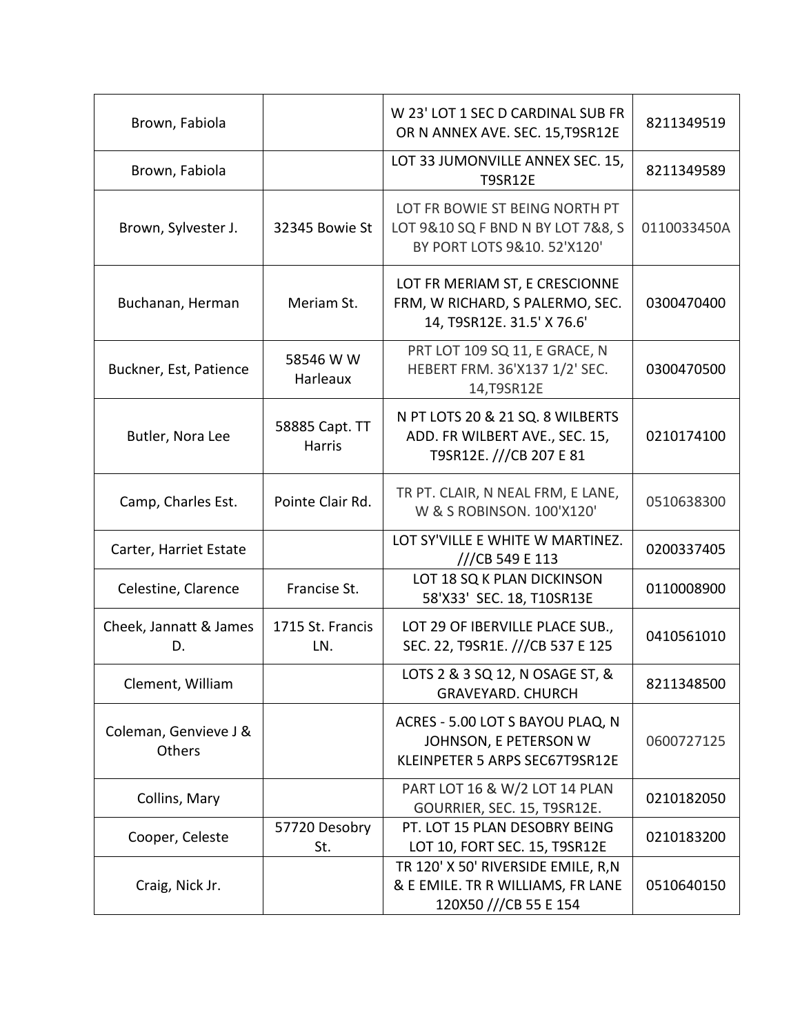| Brown, Fabiola | | W 23' LOT 1 SEC D CARDINAL SUB FR OR N ANNEX AVE. SEC. 15,T9SR12E | 8211349519 |
|---|---|---|---|
| Brown, Fabiola | | LOT 33 JUMONVILLE ANNEX SEC. 15, T9SR12E | 8211349589 |
| Brown, Sylvester J. | 32345 Bowie St | LOT FR BOWIE ST BEING NORTH PT LOT 9&10 SQ F BND N BY LOT 7&8, S BY PORT LOTS 9&10. 52'X120' | 0110033450A |
| Buchanan, Herman | Meriam St. | LOT FR MERIAM ST, E CRESCIONNE FRM, W RICHARD, S PALERMO, SEC. 14, T9SR12E. 31.5' X 76.6' | 0300470400 |
| Buckner, Est, Patience | 58546 W W Harleaux | PRT LOT 109 SQ 11, E GRACE, N HEBERT FRM. 36'X137 1/2' SEC. 14,T9SR12E | 0300470500 |
| Butler, Nora Lee | 58885 Capt. TT Harris | N PT LOTS 20 & 21 SQ. 8 WILBERTS ADD. FR WILBERT AVE., SEC. 15, T9SR12E. ///CB 207 E 81 | 0210174100 |
| Camp, Charles Est. | Pointe Clair Rd. | TR PT. CLAIR, N NEAL FRM, E LANE, W & S ROBINSON. 100'X120' | 0510638300 |
| Carter, Harriet Estate | | LOT SY'VILLE E WHITE W MARTINEZ. ///CB 549 E 113 | 0200337405 |
| Celestine, Clarence | Francise St. | LOT 18 SQ K PLAN DICKINSON 58'X33' SEC. 18, T10SR13E | 0110008900 |
| Cheek, Jannatt & James D. | 1715 St. Francis LN. | LOT 29 OF IBERVILLE PLACE SUB., SEC. 22, T9SR1E. ///CB 537 E 125 | 0410561010 |
| Clement, William | | LOTS 2 & 3 SQ 12, N OSAGE ST, & GRAVEYARD. CHURCH | 8211348500 |
| Coleman, Genvieve J & Others | | ACRES - 5.00 LOT S BAYOU PLAQ, N JOHNSON, E PETERSON W KLEINPETER 5 ARPS SEC67T9SR12E | 0600727125 |
| Collins, Mary | | PART LOT 16 & W/2 LOT 14 PLAN GOURRIER, SEC. 15, T9SR12E. | 0210182050 |
| Cooper, Celeste | 57720 Desobry St. | PT. LOT 15 PLAN DESOBRY BEING LOT 10, FORT SEC. 15, T9SR12E | 0210183200 |
| Craig, Nick Jr. | | TR 120' X 50' RIVERSIDE EMILE, R,N & E EMILE. TR R WILLIAMS, FR LANE 120X50 ///CB 55 E 154 | 0510640150 |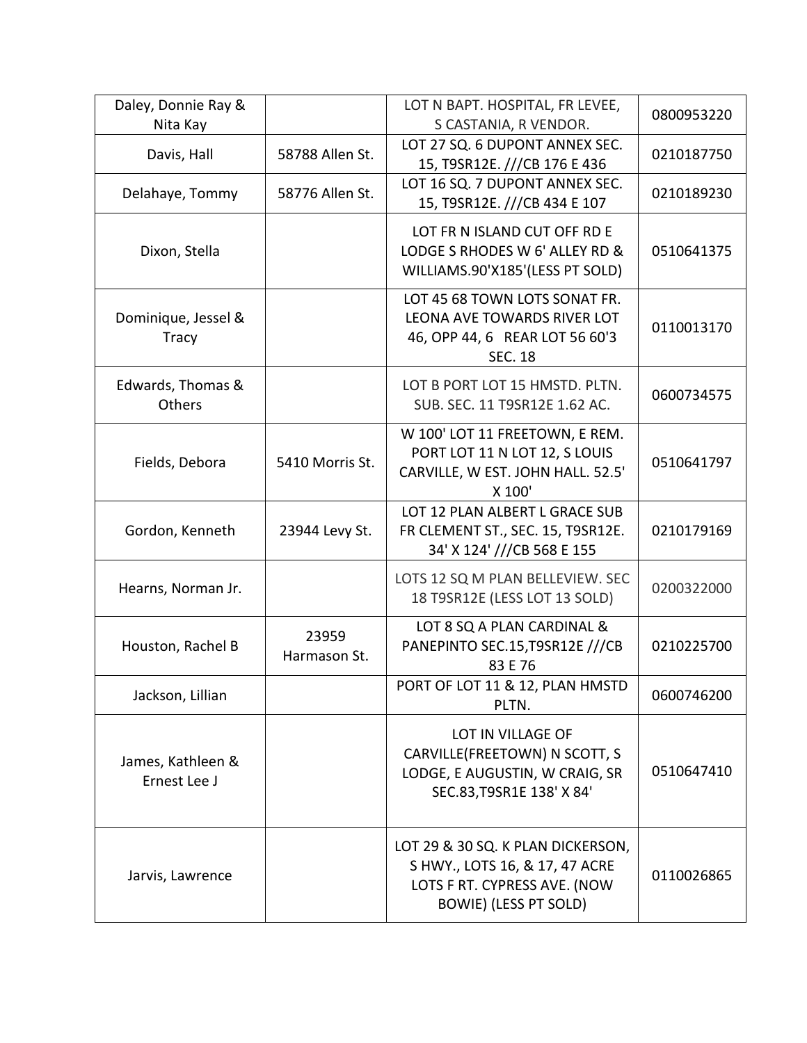| | | | |
|---|---|---|---|
| Daley, Donnie Ray & Nita Kay | | LOT N BAPT. HOSPITAL, FR LEVEE, S CASTANIA, R VENDOR. | 0800953220 |
| Davis, Hall | 58788 Allen St. | LOT 27 SQ. 6 DUPONT ANNEX SEC. 15, T9SR12E. ///CB 176 E 436 | 0210187750 |
| Delahaye, Tommy | 58776 Allen St. | LOT 16 SQ. 7 DUPONT ANNEX SEC. 15, T9SR12E. ///CB 434 E 107 | 0210189230 |
| Dixon, Stella | | LOT FR N ISLAND CUT OFF RD E LODGE S RHODES W 6' ALLEY RD & WILLIAMS.90'X185'(LESS PT SOLD) | 0510641375 |
| Dominique, Jessel & Tracy | | LOT 45 68 TOWN LOTS SONAT FR. LEONA AVE TOWARDS RIVER LOT 46, OPP 44, 6 REAR LOT 56 60'3 SEC. 18 | 0110013170 |
| Edwards, Thomas & Others | | LOT B PORT LOT 15 HMSTD. PLTN. SUB. SEC. 11 T9SR12E 1.62 AC. | 0600734575 |
| Fields, Debora | 5410 Morris St. | W 100' LOT 11 FREETOWN, E REM. PORT LOT 11 N LOT 12, S LOUIS CARVILLE, W EST. JOHN HALL. 52.5' X 100' | 0510641797 |
| Gordon, Kenneth | 23944 Levy St. | LOT 12 PLAN ALBERT L GRACE SUB FR CLEMENT ST., SEC. 15, T9SR12E. 34' X 124' ///CB 568 E 155 | 0210179169 |
| Hearns, Norman Jr. | | LOTS 12 SQ M PLAN BELLEVIEW. SEC 18 T9SR12E (LESS LOT 13 SOLD) | 0200322000 |
| Houston, Rachel B | 23959 Harmason St. | LOT 8 SQ A PLAN CARDINAL & PANEPINTO SEC.15,T9SR12E ///CB 83 E 76 | 0210225700 |
| Jackson, Lillian | | PORT OF LOT 11 & 12, PLAN HMSTD PLTN. | 0600746200 |
| James, Kathleen & Ernest Lee J | | LOT IN VILLAGE OF CARVILLE(FREETOWN) N SCOTT, S LODGE, E AUGUSTIN, W CRAIG, SR SEC.83,T9SR1E 138' X 84' | 0510647410 |
| Jarvis, Lawrence | | LOT 29 & 30 SQ. K PLAN DICKERSON, S HWY., LOTS 16, & 17, 47 ACRE LOTS F RT. CYPRESS AVE. (NOW BOWIE) (LESS PT SOLD) | 0110026865 |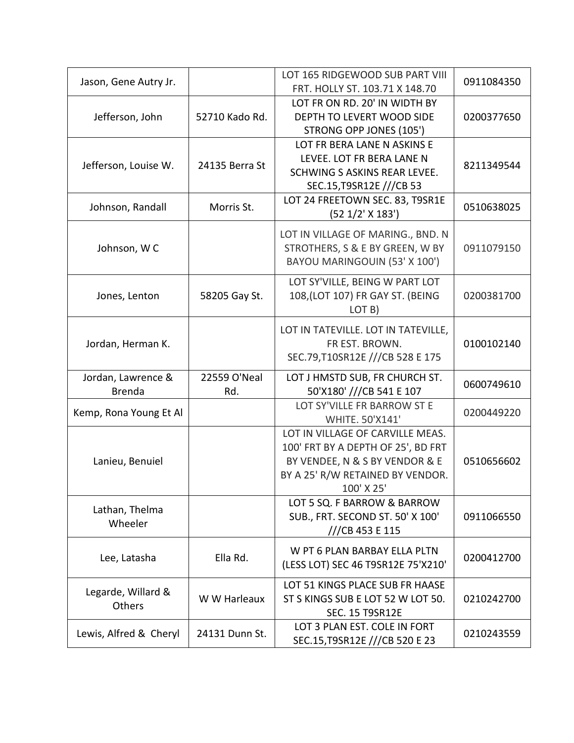| | | | |
|---|---|---|---|
| Jason, Gene Autry Jr. | | LOT 165 RIDGEWOOD SUB PART VIII FRT. HOLLY ST. 103.71 X 148.70 | 0911084350 |
| Jefferson, John | 52710 Kado Rd. | LOT FR ON RD. 20' IN WIDTH BY DEPTH TO LEVERT WOOD SIDE STRONG OPP JONES (105') | 0200377650 |
| Jefferson, Louise W. | 24135 Berra St | LOT FR BERA LANE N ASKINS E LEVEE. LOT FR BERA LANE N SCHWING S ASKINS REAR LEVEE. SEC.15,T9SR12E ///CB 53 | 8211349544 |
| Johnson, Randall | Morris St. | LOT 24 FREETOWN SEC. 83, T9SR1E (52 1/2' X 183') | 0510638025 |
| Johnson, W C | | LOT IN VILLAGE OF MARING., BND. N STROTHERS, S & E BY GREEN, W BY BAYOU MARINGOUIN (53' X 100') | 0911079150 |
| Jones, Lenton | 58205 Gay St. | LOT SY'VILLE, BEING W PART LOT 108,(LOT 107) FR GAY ST. (BEING LOT B) | 0200381700 |
| Jordan, Herman K. | | LOT IN TATEVILLE. LOT IN TATEVILLE, FR EST. BROWN. SEC.79,T10SR12E ///CB 528 E 175 | 0100102140 |
| Jordan, Lawrence & Brenda | 22559 O'Neal Rd. | LOT J HMSTD SUB, FR CHURCH ST. 50'X180' ///CB 541 E 107 | 0600749610 |
| Kemp, Rona Young Et Al | | LOT SY'VILLE FR BARROW ST E WHITE. 50'X141' | 0200449220 |
| Lanieu, Benuiel | | LOT IN VILLAGE OF CARVILLE MEAS. 100' FRT BY A DEPTH OF 25', BD FRT BY VENDEE, N & S BY VENDOR & E BY A 25' R/W RETAINED BY VENDOR. 100' X 25' | 0510656602 |
| Lathan, Thelma Wheeler | | LOT 5 SQ. F BARROW & BARROW SUB., FRT. SECOND ST. 50' X 100' ///CB 453 E 115 | 0911066550 |
| Lee, Latasha | Ella Rd. | W PT 6 PLAN BARBAY ELLA PLTN (LESS LOT) SEC 46 T9SR12E 75'X210' | 0200412700 |
| Legarde, Willard & Others | W W Harleaux | LOT 51 KINGS PLACE SUB FR HAASE ST S KINGS SUB E LOT 52 W LOT 50. SEC. 15 T9SR12E | 0210242700 |
| Lewis, Alfred & Cheryl | 24131 Dunn St. | LOT 3 PLAN EST. COLE IN FORT SEC.15,T9SR12E ///CB 520 E 23 | 0210243559 |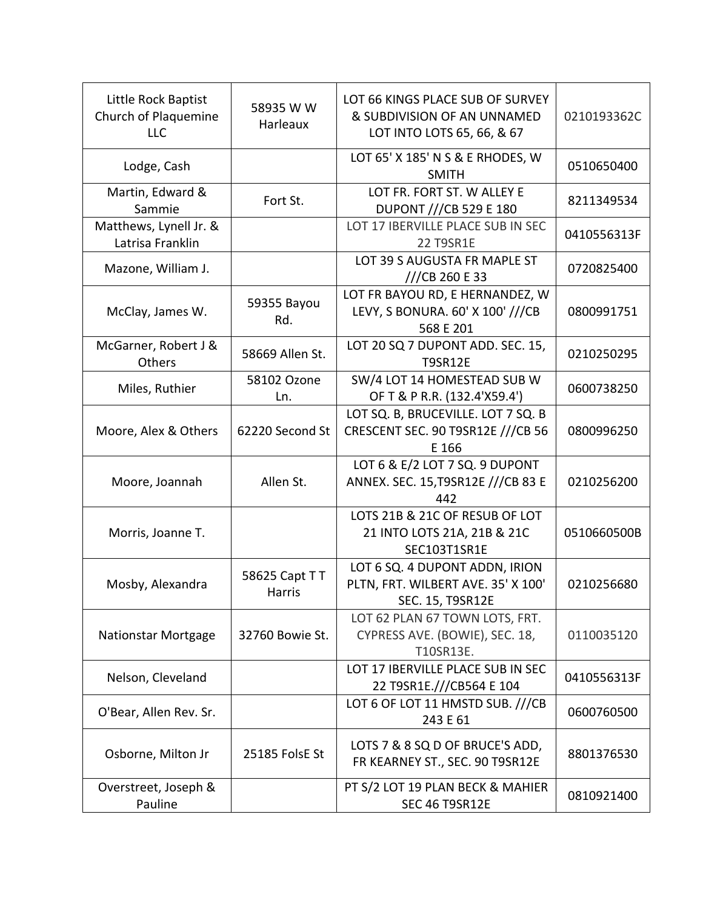| | | | |
|---|---|---|---|
| Little Rock Baptist Church of Plaquemine LLC | 58935 W W Harleaux | LOT 66 KINGS PLACE SUB OF SURVEY & SUBDIVISION OF AN UNNAMED LOT INTO LOTS 65, 66, & 67 | 0210193362C |
| Lodge, Cash | | LOT 65' X 185' N S & E RHODES, W SMITH | 0510650400 |
| Martin, Edward & Sammie | Fort St. | LOT FR. FORT ST. W ALLEY E DUPONT ///CB 529 E 180 | 8211349534 |
| Matthews, Lynell Jr. & Latrisa Franklin | | LOT 17 IBERVILLE PLACE SUB IN SEC 22 T9SR1E | 0410556313F |
| Mazone, William J. | | LOT 39 S AUGUSTA FR MAPLE ST ///CB 260 E 33 | 0720825400 |
| McClay, James W. | 59355 Bayou Rd. | LOT FR BAYOU RD, E HERNANDEZ, W LEVY, S BONURA. 60' X 100' ///CB 568 E 201 | 0800991751 |
| McGarner, Robert J & Others | 58669 Allen St. | LOT 20 SQ 7 DUPONT ADD. SEC. 15, T9SR12E | 0210250295 |
| Miles, Ruthier | 58102 Ozone Ln. | SW/4 LOT 14 HOMESTEAD SUB W OF T & P R.R. (132.4'X59.4') | 0600738250 |
| Moore, Alex & Others | 62220 Second St | LOT SQ. B, BRUCEVILLE. LOT 7 SQ. B CRESCENT SEC. 90 T9SR12E ///CB 56 E 166 | 0800996250 |
| Moore, Joannah | Allen St. | LOT 6 & E/2 LOT 7 SQ. 9 DUPONT ANNEX. SEC. 15,T9SR12E ///CB 83 E 442 | 0210256200 |
| Morris, Joanne T. | | LOTS 21B & 21C OF RESUB OF LOT 21 INTO LOTS 21A, 21B & 21C SEC103T1SR1E | 0510660500B |
| Mosby, Alexandra | 58625 Capt T T Harris | LOT 6 SQ. 4 DUPONT ADDN, IRION PLTN, FRT. WILBERT AVE. 35' X 100' SEC. 15, T9SR12E | 0210256680 |
| Nationstar Mortgage | 32760 Bowie St. | LOT 62 PLAN 67 TOWN LOTS, FRT. CYPRESS AVE. (BOWIE), SEC. 18, T10SR13E. | 0110035120 |
| Nelson, Cleveland | | LOT 17 IBERVILLE PLACE SUB IN SEC 22 T9SR1E.///CB564 E 104 | 0410556313F |
| O'Bear, Allen Rev. Sr. | | LOT 6 OF LOT 11 HMSTD SUB. ///CB 243 E 61 | 0600760500 |
| Osborne, Milton Jr | 25185 FolsE St | LOTS 7 & 8 SQ D OF BRUCE'S ADD, FR KEARNEY ST., SEC. 90 T9SR12E | 8801376530 |
| Overstreet, Joseph & Pauline | | PT S/2 LOT 19 PLAN BECK & MAHIER SEC 46 T9SR12E | 0810921400 |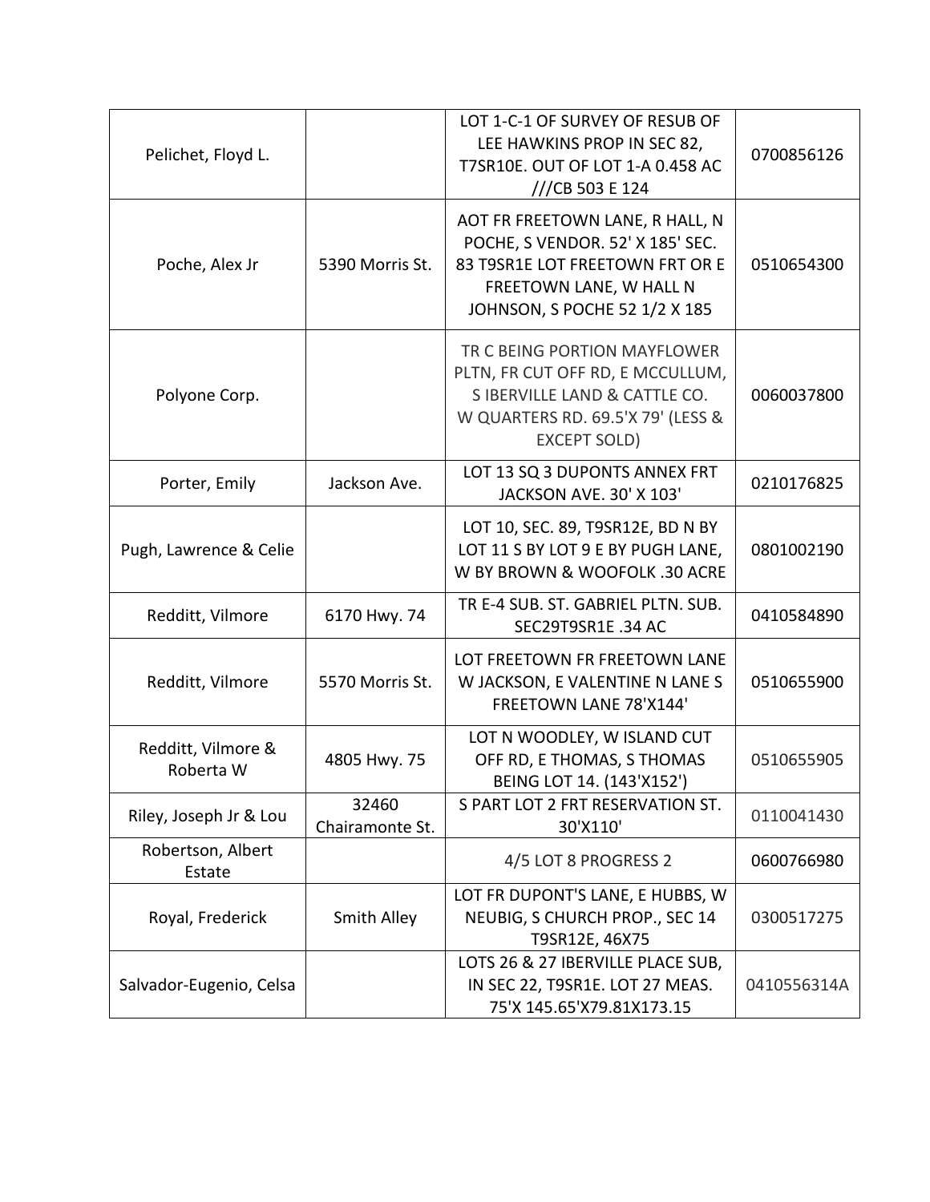| | | | |
|---|---|---|---|
| Pelichet, Floyd L. | | LOT 1-C-1 OF SURVEY OF RESUB OF LEE HAWKINS PROP IN SEC 82, T7SR10E. OUT OF LOT 1-A 0.458 AC ///CB 503 E 124 | 0700856126 |
| Poche, Alex Jr | 5390 Morris St. | AOT FR FREETOWN LANE, R HALL, N POCHE, S VENDOR. 52' X 185' SEC. 83 T9SR1E LOT FREETOWN FRT OR E FREETOWN LANE, W HALL N JOHNSON, S POCHE 52 1/2 X 185 | 0510654300 |
| Polyone Corp. | | TR C BEING PORTION MAYFLOWER PLTN, FR CUT OFF RD, E MCCULLUM, S IBERVILLE LAND & CATTLE CO. W QUARTERS RD. 69.5'X 79' (LESS & EXCEPT SOLD) | 0060037800 |
| Porter, Emily | Jackson Ave. | LOT 13 SQ 3 DUPONTS ANNEX FRT JACKSON AVE. 30' X 103' | 0210176825 |
| Pugh, Lawrence & Celie | | LOT 10, SEC. 89, T9SR12E, BD N BY LOT 11 S BY LOT 9 E BY PUGH LANE, W BY BROWN & WOOFOLK .30 ACRE | 0801002190 |
| Redditt, Vilmore | 6170 Hwy. 74 | TR E-4 SUB. ST. GABRIEL PLTN. SUB. SEC29T9SR1E .34 AC | 0410584890 |
| Redditt, Vilmore | 5570 Morris St. | LOT FREETOWN FR FREETOWN LANE W JACKSON, E VALENTINE N LANE S FREETOWN LANE 78'X144' | 0510655900 |
| Redditt, Vilmore & Roberta W | 4805 Hwy. 75 | LOT N WOODLEY, W ISLAND CUT OFF RD, E THOMAS, S THOMAS BEING LOT 14. (143'X152') | 0510655905 |
| Riley, Joseph Jr & Lou | 32460 Chairamonte St. | S PART LOT 2 FRT RESERVATION ST. 30'X110' | 0110041430 |
| Robertson, Albert Estate | | 4/5 LOT 8 PROGRESS 2 | 0600766980 |
| Royal, Frederick | Smith Alley | LOT FR DUPONT'S LANE, E HUBBS, W NEUBIG, S CHURCH PROP., SEC 14 T9SR12E, 46X75 | 0300517275 |
| Salvador-Eugenio, Celsa | | LOTS 26 & 27 IBERVILLE PLACE SUB, IN SEC 22, T9SR1E. LOT 27 MEAS. 75'X 145.65'X79.81X173.15 | 0410556314A |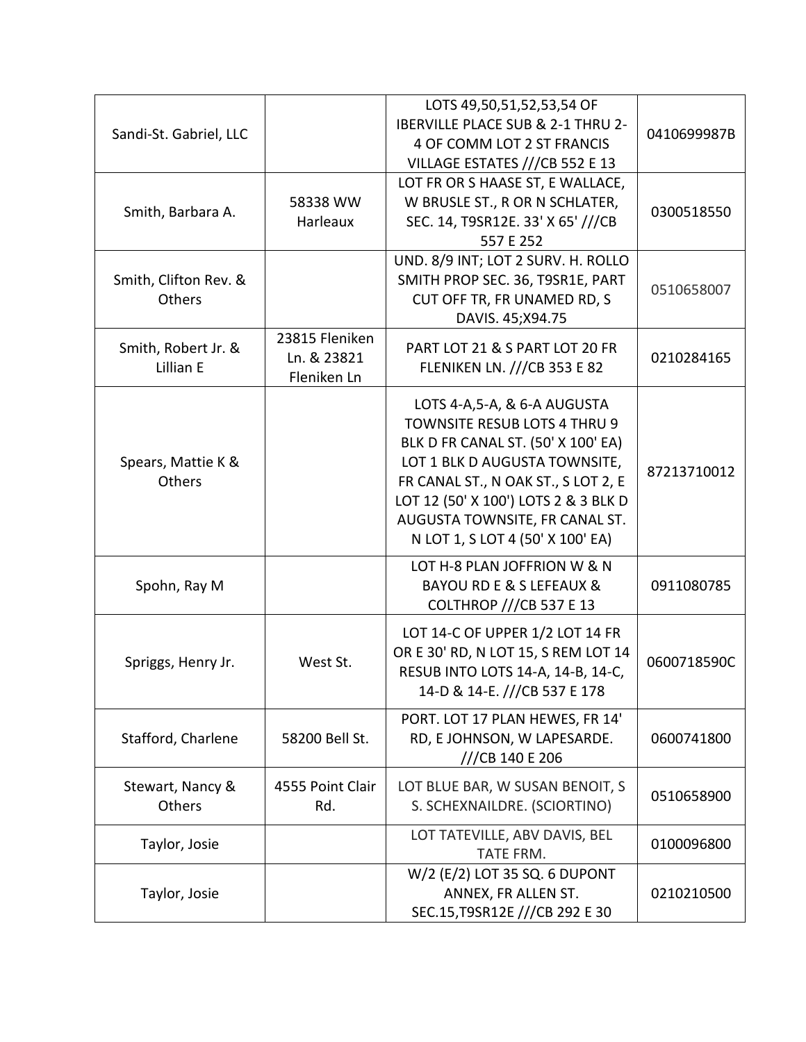| | | | |
|---|---|---|---|
| Sandi-St. Gabriel, LLC | | LOTS 49,50,51,52,53,54 OF IBERVILLE PLACE SUB & 2-1 THRU 2-4 OF COMM LOT 2 ST FRANCIS VILLAGE ESTATES ///CB 552 E 13 | 0410699987B |
| Smith, Barbara A. | 58338 WW Harleaux | LOT FR OR S HAASE ST, E WALLACE, W BRUSLE ST., R OR N SCHLATER, SEC. 14, T9SR12E. 33' X 65' ///CB 557 E 252 | 0300518550 |
| Smith, Clifton Rev. & Others | | UND. 8/9 INT; LOT 2 SURV. H. ROLLO SMITH PROP SEC. 36, T9SR1E, PART CUT OFF TR, FR UNAMED RD, S DAVIS. 45;X94.75 | 0510658007 |
| Smith, Robert Jr. & Lillian E | 23815 Fleniken Ln. & 23821 Fleniken Ln | PART LOT 21 & S PART LOT 20 FR FLENIKEN LN. ///CB 353 E 82 | 0210284165 |
| Spears, Mattie K & Others | | LOTS 4-A,5-A, & 6-A AUGUSTA TOWNSITE RESUB LOTS 4 THRU 9 BLK D FR CANAL ST. (50' X 100' EA) LOT 1 BLK D AUGUSTA TOWNSITE, FR CANAL ST., N OAK ST., S LOT 2, E LOT 12 (50' X 100') LOTS 2 & 3 BLK D AUGUSTA TOWNSITE, FR CANAL ST. N LOT 1, S LOT 4 (50' X 100' EA) | 87213710012 |
| Spohn, Ray M | | LOT H-8 PLAN JOFFRION W & N BAYOU RD E & S LEFEAUX & COLTHROP ///CB 537 E 13 | 0911080785 |
| Spriggs, Henry Jr. | West St. | LOT 14-C OF UPPER 1/2 LOT 14 FR OR E 30' RD, N LOT 15, S REM LOT 14 RESUB INTO LOTS 14-A, 14-B, 14-C, 14-D & 14-E. ///CB 537 E 178 | 0600718590C |
| Stafford, Charlene | 58200 Bell St. | PORT. LOT 17 PLAN HEWES, FR 14' RD, E JOHNSON, W LAPESARDE. ///CB 140 E 206 | 0600741800 |
| Stewart, Nancy & Others | 4555 Point Clair Rd. | LOT BLUE BAR, W SUSAN BENOIT, S S. SCHEXNAILDRE. (SCIORTINO) | 0510658900 |
| Taylor, Josie | | LOT TATEVILLE, ABV DAVIS, BEL TATE FRM. | 0100096800 |
| Taylor, Josie | | W/2 (E/2) LOT 35 SQ. 6 DUPONT ANNEX, FR ALLEN ST. SEC.15,T9SR12E ///CB 292 E 30 | 0210210500 |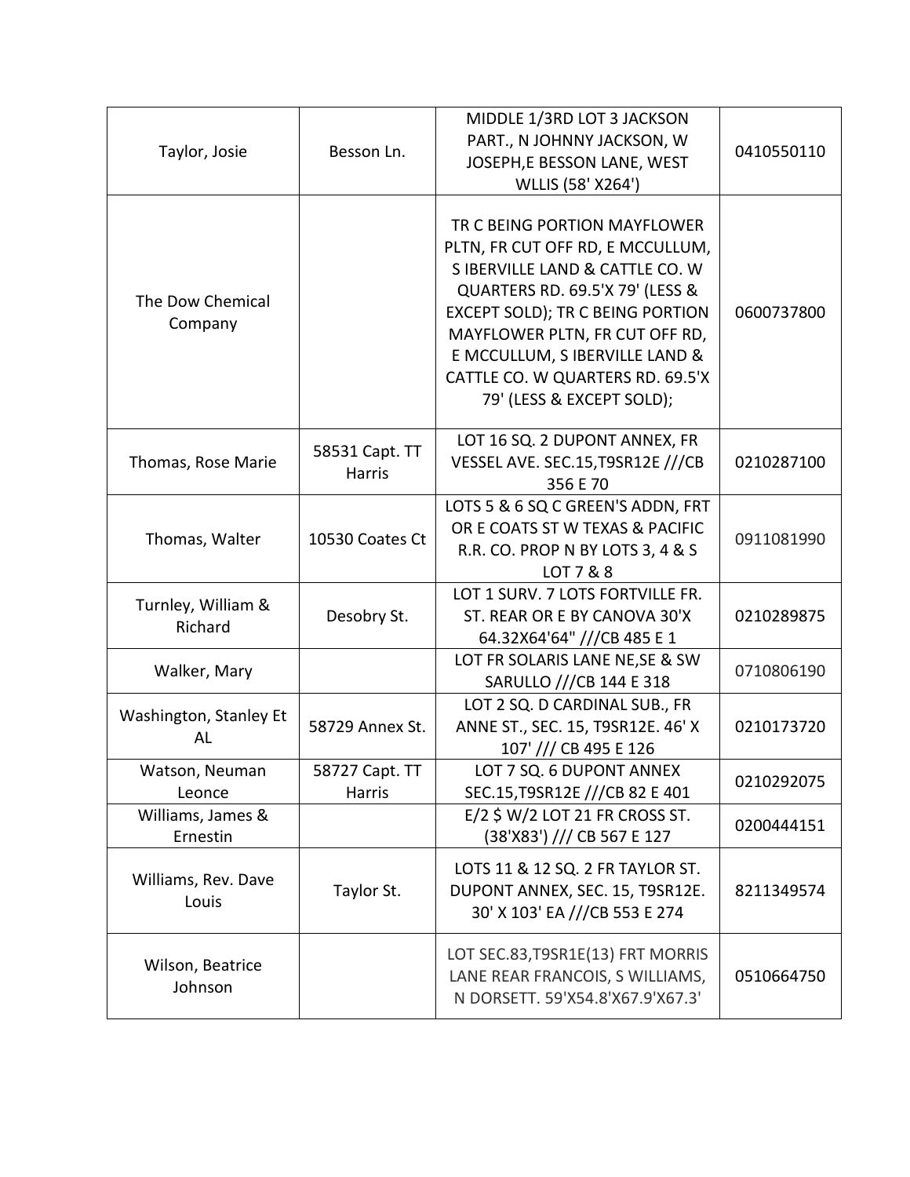| | | | |
|---|---|---|---|
| Taylor, Josie | Besson Ln. | MIDDLE 1/3RD LOT 3 JACKSON PART., N JOHNNY JACKSON, W JOSEPH,E BESSON LANE, WEST WLLIS (58' X264') | 0410550110 |
| The Dow Chemical Company | | TR C BEING PORTION MAYFLOWER PLTN, FR CUT OFF RD, E MCCULLUM, S IBERVILLE LAND & CATTLE CO. W QUARTERS RD. 69.5'X 79' (LESS & EXCEPT SOLD); TR C BEING PORTION MAYFLOWER PLTN, FR CUT OFF RD, E MCCULLUM, S IBERVILLE LAND & CATTLE CO. W QUARTERS RD. 69.5'X 79' (LESS & EXCEPT SOLD); | 0600737800 |
| Thomas, Rose Marie | 58531 Capt. TT Harris | LOT 16 SQ. 2 DUPONT ANNEX, FR VESSEL AVE. SEC.15,T9SR12E ///CB 356 E 70 | 0210287100 |
| Thomas, Walter | 10530 Coates Ct | LOTS 5 & 6 SQ C GREEN'S ADDN, FRT OR E COATS ST W TEXAS & PACIFIC R.R. CO. PROP N BY LOTS 3, 4 & S LOT 7 & 8 | 0911081990 |
| Turnley, William & Richard | Desobry St. | LOT 1 SURV. 7 LOTS FORTVILLE FR. ST. REAR OR E BY CANOVA 30'X 64.32X64'64" ///CB 485 E 1 | 0210289875 |
| Walker, Mary | | LOT FR SOLARIS LANE NE,SE & SW SARULLO ///CB 144 E 318 | 0710806190 |
| Washington, Stanley Et AL | 58729 Annex St. | LOT 2 SQ. D CARDINAL SUB., FR ANNE ST., SEC. 15, T9SR12E. 46' X 107' /// CB 495 E 126 | 0210173720 |
| Watson, Neuman Leonce | 58727 Capt. TT Harris | LOT 7 SQ. 6 DUPONT ANNEX SEC.15,T9SR12E ///CB 82 E 401 | 0210292075 |
| Williams, James & Ernestin | | E/2 $ W/2 LOT 21 FR CROSS ST. (38'X83') /// CB 567 E 127 | 0200444151 |
| Williams, Rev. Dave Louis | Taylor St. | LOTS 11 & 12 SQ. 2 FR TAYLOR ST. DUPONT ANNEX, SEC. 15, T9SR12E. 30' X 103' EA ///CB 553 E 274 | 8211349574 |
| Wilson, Beatrice Johnson | | LOT SEC.83,T9SR1E(13) FRT MORRIS LANE REAR FRANCOIS, S WILLIAMS, N DORSETT. 59'X54.8'X67.9'X67.3' | 0510664750 |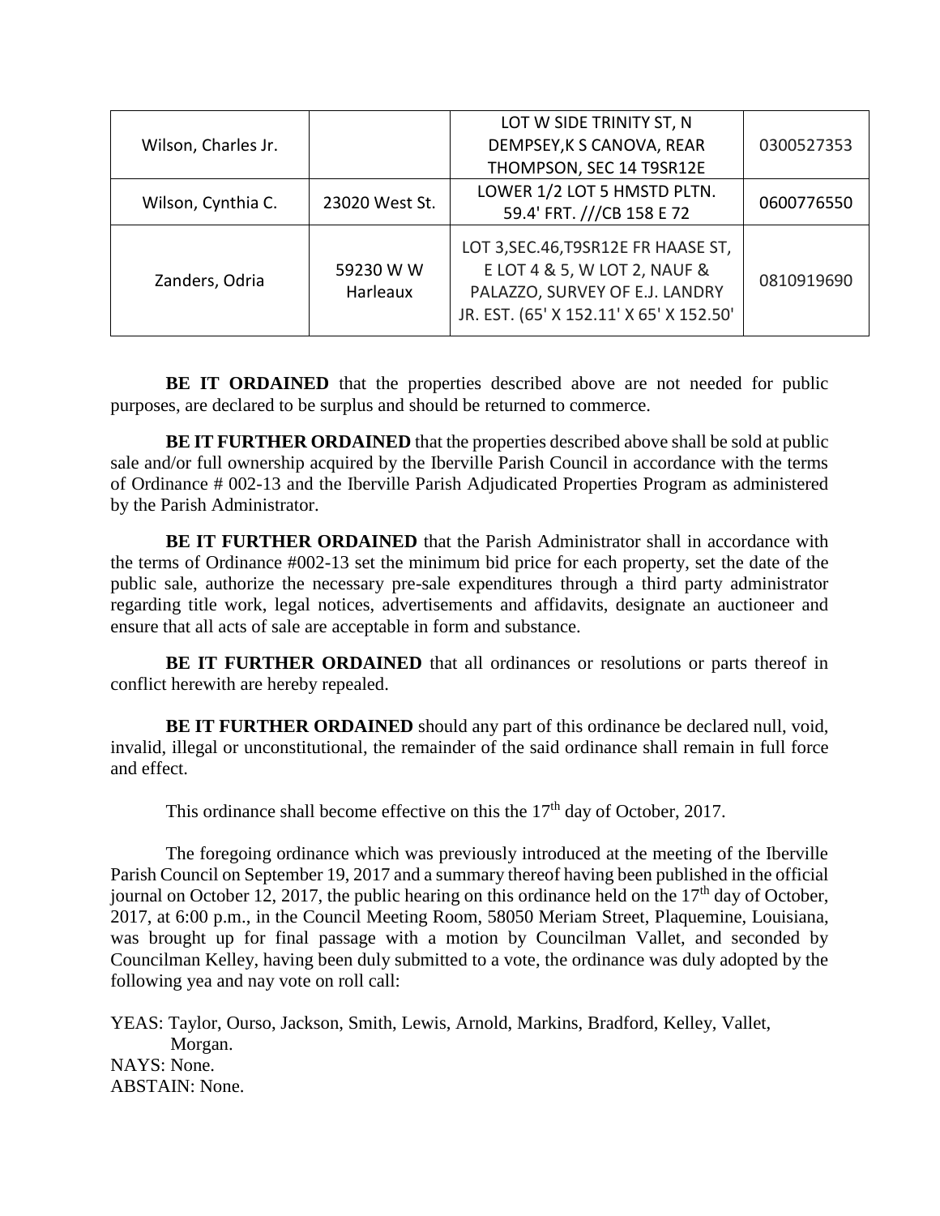| | | | |
|---|---|---|---|
| Wilson, Charles Jr. | | LOT W SIDE TRINITY ST, N DEMPSEY,K S CANOVA, REAR THOMPSON, SEC 14 T9SR12E | 0300527353 |
| Wilson, Cynthia C. | 23020 West St. | LOWER 1/2 LOT 5 HMSTD PLTN. 59.4' FRT. ///CB 158 E 72 | 0600776550 |
| Zanders, Odria | 59230 W W Harleaux | LOT 3,SEC.46,T9SR12E FR HAASE ST, E LOT 4 & 5, W LOT 2, NAUF & PALAZZO, SURVEY OF E.J. LANDRY JR. EST. (65' X 152.11' X 65' X 152.50' | 0810919690 |

**BE IT ORDAINED** that the properties described above are not needed for public purposes, are declared to be surplus and should be returned to commerce.

**BE IT FURTHER ORDAINED** that the properties described above shall be sold at public sale and/or full ownership acquired by the Iberville Parish Council in accordance with the terms of Ordinance # 002-13 and the Iberville Parish Adjudicated Properties Program as administered by the Parish Administrator.

**BE IT FURTHER ORDAINED** that the Parish Administrator shall in accordance with the terms of Ordinance #002-13 set the minimum bid price for each property, set the date of the public sale, authorize the necessary pre-sale expenditures through a third party administrator regarding title work, legal notices, advertisements and affidavits, designate an auctioneer and ensure that all acts of sale are acceptable in form and substance.

**BE IT FURTHER ORDAINED** that all ordinances or resolutions or parts thereof in conflict herewith are hereby repealed.

**BE IT FURTHER ORDAINED** should any part of this ordinance be declared null, void, invalid, illegal or unconstitutional, the remainder of the said ordinance shall remain in full force and effect.

This ordinance shall become effective on this the 17th day of October, 2017.

The foregoing ordinance which was previously introduced at the meeting of the Iberville Parish Council on September 19, 2017 and a summary thereof having been published in the official journal on October 12, 2017, the public hearing on this ordinance held on the 17th day of October, 2017, at 6:00 p.m., in the Council Meeting Room, 58050 Meriam Street, Plaquemine, Louisiana, was brought up for final passage with a motion by Councilman Vallet, and seconded by Councilman Kelley, having been duly submitted to a vote, the ordinance was duly adopted by the following yea and nay vote on roll call:

YEAS: Taylor, Ourso, Jackson, Smith, Lewis, Arnold, Markins, Bradford, Kelley, Vallet, Morgan.
NAYS: None.
ABSTAIN: None.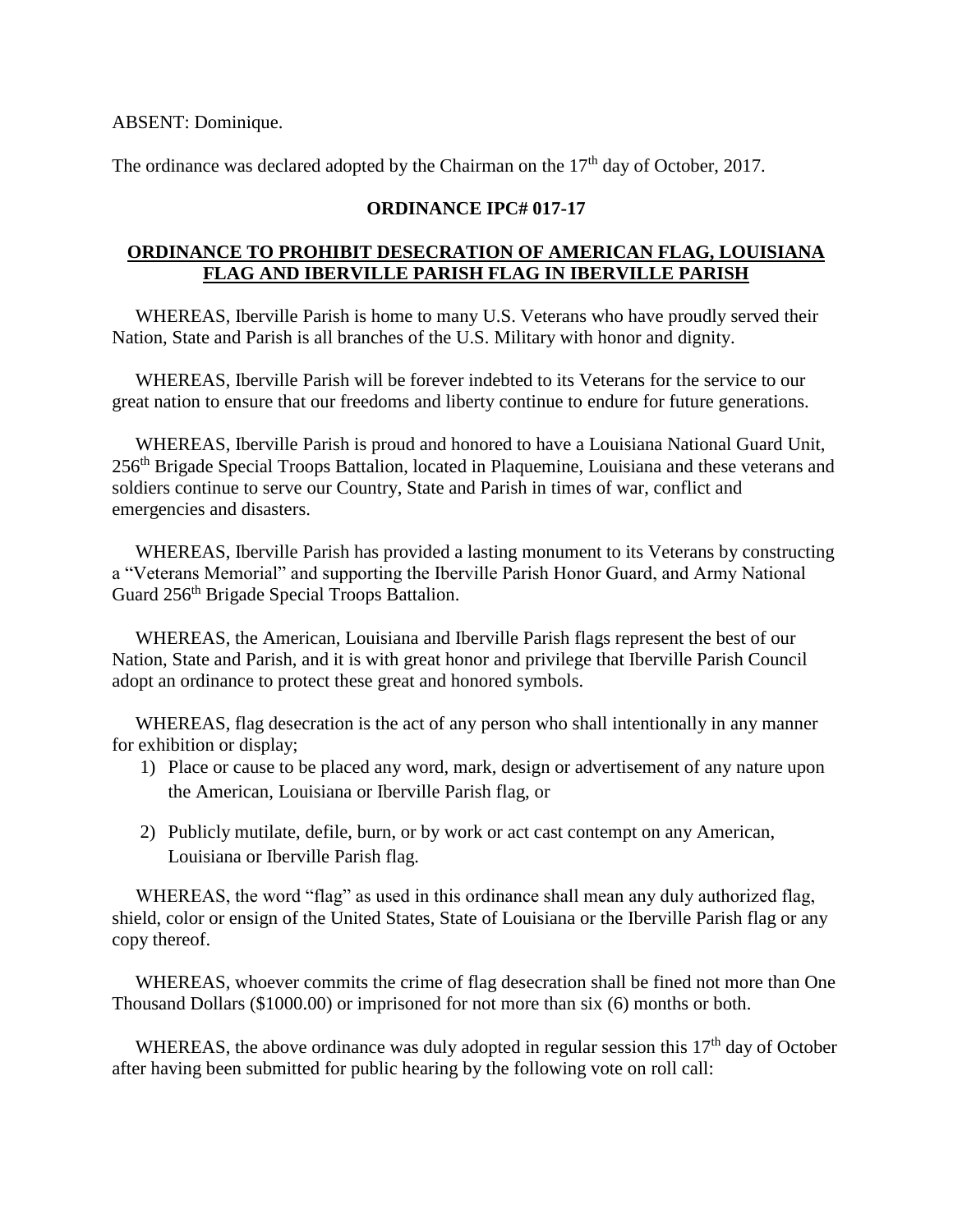ABSENT: Dominique.

The ordinance was declared adopted by the Chairman on the 17th day of October, 2017.

**ORDINANCE IPC# 017-17**

**ORDINANCE TO PROHIBIT DESECRATION OF AMERICAN FLAG, LOUISIANA FLAG AND IBERVILLE PARISH FLAG IN IBERVILLE PARISH**

WHEREAS, Iberville Parish is home to many U.S. Veterans who have proudly served their Nation, State and Parish is all branches of the U.S. Military with honor and dignity.

WHEREAS, Iberville Parish will be forever indebted to its Veterans for the service to our great nation to ensure that our freedoms and liberty continue to endure for future generations.

WHEREAS, Iberville Parish is proud and honored to have a Louisiana National Guard Unit, 256th Brigade Special Troops Battalion, located in Plaquemine, Louisiana and these veterans and soldiers continue to serve our Country, State and Parish in times of war, conflict and emergencies and disasters.

WHEREAS, Iberville Parish has provided a lasting monument to its Veterans by constructing a "Veterans Memorial" and supporting the Iberville Parish Honor Guard, and Army National Guard 256th Brigade Special Troops Battalion.

WHEREAS, the American, Louisiana and Iberville Parish flags represent the best of our Nation, State and Parish, and it is with great honor and privilege that Iberville Parish Council adopt an ordinance to protect these great and honored symbols.

WHEREAS, flag desecration is the act of any person who shall intentionally in any manner for exhibition or display;

1) Place or cause to be placed any word, mark, design or advertisement of any nature upon the American, Louisiana or Iberville Parish flag, or

2) Publicly mutilate, defile, burn, or by work or act cast contempt on any American, Louisiana or Iberville Parish flag.

WHEREAS, the word "flag" as used in this ordinance shall mean any duly authorized flag, shield, color or ensign of the United States, State of Louisiana or the Iberville Parish flag or any copy thereof.

WHEREAS, whoever commits the crime of flag desecration shall be fined not more than One Thousand Dollars ($1000.00) or imprisoned for not more than six (6) months or both.

WHEREAS, the above ordinance was duly adopted in regular session this 17th day of October after having been submitted for public hearing by the following vote on roll call: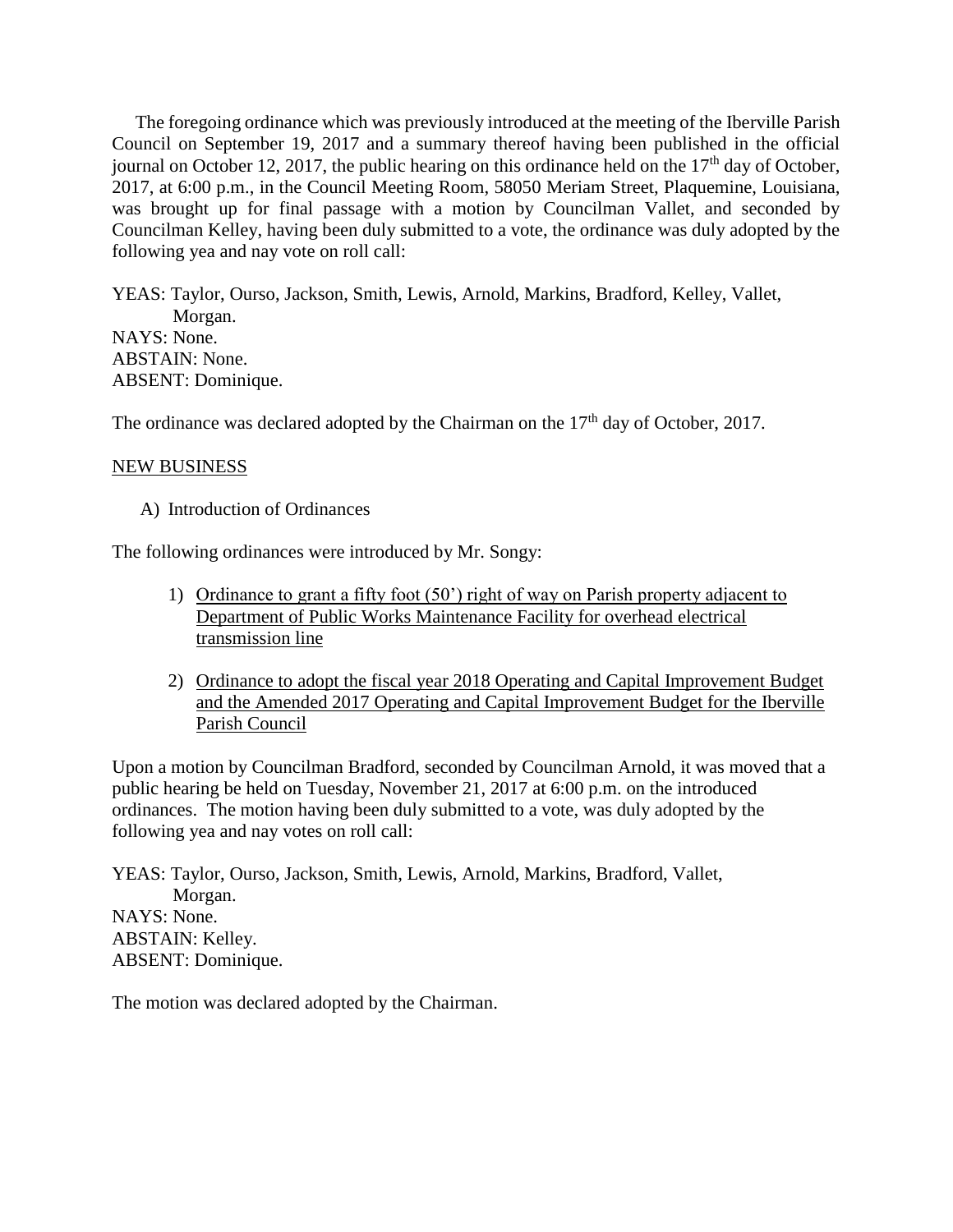The foregoing ordinance which was previously introduced at the meeting of the Iberville Parish Council on September 19, 2017 and a summary thereof having been published in the official journal on October 12, 2017, the public hearing on this ordinance held on the 17th day of October, 2017, at 6:00 p.m., in the Council Meeting Room, 58050 Meriam Street, Plaquemine, Louisiana, was brought up for final passage with a motion by Councilman Vallet, and seconded by Councilman Kelley, having been duly submitted to a vote, the ordinance was duly adopted by the following yea and nay vote on roll call:

YEAS: Taylor, Ourso, Jackson, Smith, Lewis, Arnold, Markins, Bradford, Kelley, Vallet, Morgan.
NAYS: None.
ABSTAIN: None.
ABSENT: Dominique.

The ordinance was declared adopted by the Chairman on the 17th day of October, 2017.

<u>NEW BUSINESS</u>

A) Introduction of Ordinances

The following ordinances were introduced by Mr. Songy:

1) <u>Ordinance to grant a fifty foot (50') right of way on Parish property adjacent to Department of Public Works Maintenance Facility for overhead electrical transmission line</u>

2) <u>Ordinance to adopt the fiscal year 2018 Operating and Capital Improvement Budget and the Amended 2017 Operating and Capital Improvement Budget for the Iberville Parish Council</u>

Upon a motion by Councilman Bradford, seconded by Councilman Arnold, it was moved that a public hearing be held on Tuesday, November 21, 2017 at 6:00 p.m. on the introduced ordinances. The motion having been duly submitted to a vote, was duly adopted by the following yea and nay votes on roll call:

YEAS: Taylor, Ourso, Jackson, Smith, Lewis, Arnold, Markins, Bradford, Vallet, Morgan.
NAYS: None.
ABSTAIN: Kelley.
ABSENT: Dominique.

The motion was declared adopted by the Chairman.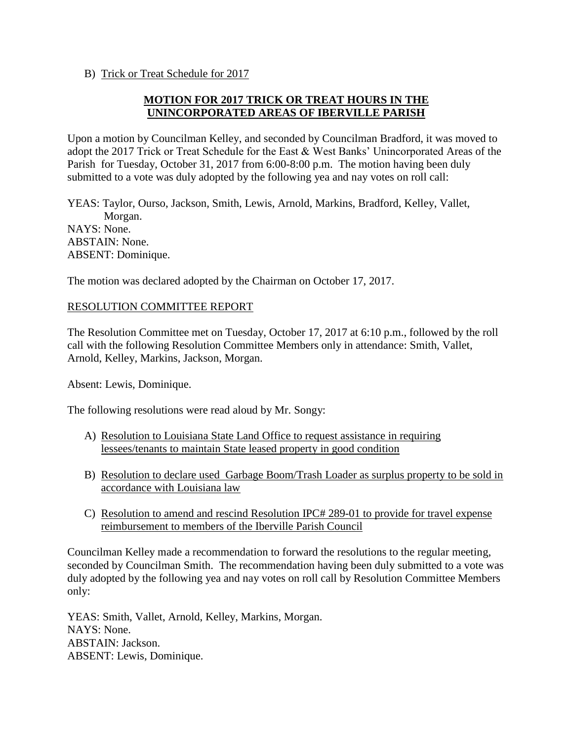B) Trick or Treat Schedule for 2017

**MOTION FOR 2017 TRICK OR TREAT HOURS IN THE UNINCORPORATED AREAS OF IBERVILLE PARISH**

Upon a motion by Councilman Kelley, and seconded by Councilman Bradford, it was moved to adopt the 2017 Trick or Treat Schedule for the East & West Banks' Unincorporated Areas of the Parish for Tuesday, October 31, 2017 from 6:00-8:00 p.m. The motion having been duly submitted to a vote was duly adopted by the following yea and nay votes on roll call:

YEAS: Taylor, Ourso, Jackson, Smith, Lewis, Arnold, Markins, Bradford, Kelley, Vallet, Morgan.
NAYS: None.
ABSTAIN: None.
ABSENT: Dominique.

The motion was declared adopted by the Chairman on October 17, 2017.

RESOLUTION COMMITTEE REPORT

The Resolution Committee met on Tuesday, October 17, 2017 at 6:10 p.m., followed by the roll call with the following Resolution Committee Members only in attendance: Smith, Vallet, Arnold, Kelley, Markins, Jackson, Morgan.

Absent: Lewis, Dominique.

The following resolutions were read aloud by Mr. Songy:

A) Resolution to Louisiana State Land Office to request assistance in requiring lessees/tenants to maintain State leased property in good condition

B) Resolution to declare used Garbage Boom/Trash Loader as surplus property to be sold in accordance with Louisiana law

C) Resolution to amend and rescind Resolution IPC# 289-01 to provide for travel expense reimbursement to members of the Iberville Parish Council

Councilman Kelley made a recommendation to forward the resolutions to the regular meeting, seconded by Councilman Smith. The recommendation having been duly submitted to a vote was duly adopted by the following yea and nay votes on roll call by Resolution Committee Members only:

YEAS: Smith, Vallet, Arnold, Kelley, Markins, Morgan.
NAYS: None.
ABSTAIN: Jackson.
ABSENT: Lewis, Dominique.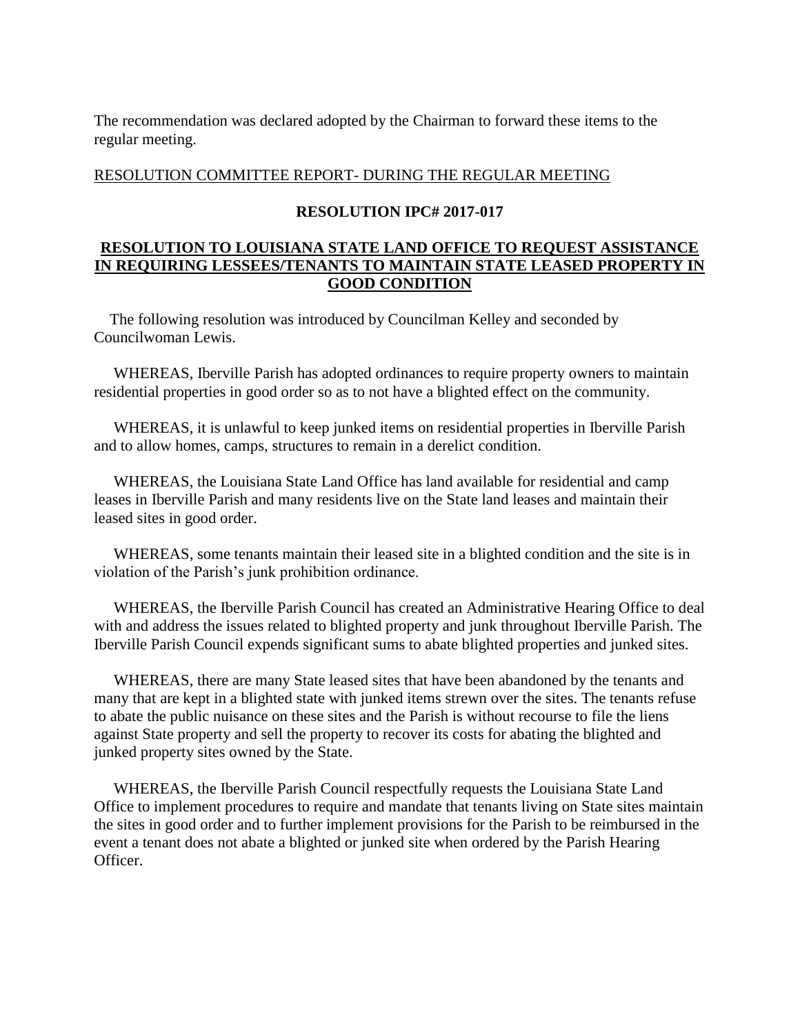The recommendation was declared adopted by the Chairman to forward these items to the regular meeting.

RESOLUTION COMMITTEE REPORT- DURING THE REGULAR MEETING

**RESOLUTION IPC# 2017-017**

**RESOLUTION TO LOUISIANA STATE LAND OFFICE TO REQUEST ASSISTANCE IN REQUIRING LESSEES/TENANTS TO MAINTAIN STATE LEASED PROPERTY IN GOOD CONDITION**

The following resolution was introduced by Councilman Kelley and seconded by Councilwoman Lewis.

WHEREAS, Iberville Parish has adopted ordinances to require property owners to maintain residential properties in good order so as to not have a blighted effect on the community.

WHEREAS, it is unlawful to keep junked items on residential properties in Iberville Parish and to allow homes, camps, structures to remain in a derelict condition.

WHEREAS, the Louisiana State Land Office has land available for residential and camp leases in Iberville Parish and many residents live on the State land leases and maintain their leased sites in good order.

WHEREAS, some tenants maintain their leased site in a blighted condition and the site is in violation of the Parish's junk prohibition ordinance.

WHEREAS, the Iberville Parish Council has created an Administrative Hearing Office to deal with and address the issues related to blighted property and junk throughout Iberville Parish. The Iberville Parish Council expends significant sums to abate blighted properties and junked sites.

WHEREAS, there are many State leased sites that have been abandoned by the tenants and many that are kept in a blighted state with junked items strewn over the sites. The tenants refuse to abate the public nuisance on these sites and the Parish is without recourse to file the liens against State property and sell the property to recover its costs for abating the blighted and junked property sites owned by the State.

WHEREAS, the Iberville Parish Council respectfully requests the Louisiana State Land Office to implement procedures to require and mandate that tenants living on State sites maintain the sites in good order and to further implement provisions for the Parish to be reimbursed in the event a tenant does not abate a blighted or junked site when ordered by the Parish Hearing Officer.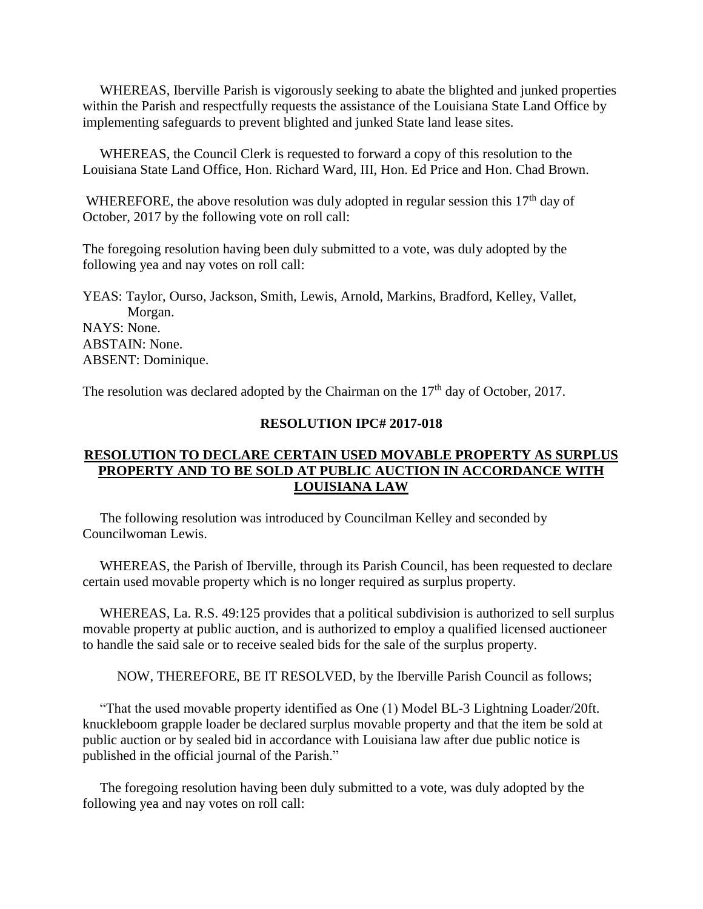WHEREAS, Iberville Parish is vigorously seeking to abate the blighted and junked properties within the Parish and respectfully requests the assistance of the Louisiana State Land Office by implementing safeguards to prevent blighted and junked State land lease sites.

WHEREAS, the Council Clerk is requested to forward a copy of this resolution to the Louisiana State Land Office, Hon. Richard Ward, III, Hon. Ed Price and Hon. Chad Brown.

WHEREFORE, the above resolution was duly adopted in regular session this 17th day of October, 2017 by the following vote on roll call:

The foregoing resolution having been duly submitted to a vote, was duly adopted by the following yea and nay votes on roll call:

YEAS: Taylor, Ourso, Jackson, Smith, Lewis, Arnold, Markins, Bradford, Kelley, Vallet, Morgan.
NAYS: None.
ABSTAIN: None.
ABSENT: Dominique.

The resolution was declared adopted by the Chairman on the 17th day of October, 2017.

**RESOLUTION IPC# 2017-018**

**RESOLUTION TO DECLARE CERTAIN USED MOVABLE PROPERTY AS SURPLUS PROPERTY AND TO BE SOLD AT PUBLIC AUCTION IN ACCORDANCE WITH LOUISIANA LAW**

The following resolution was introduced by Councilman Kelley and seconded by Councilwoman Lewis.

WHEREAS, the Parish of Iberville, through its Parish Council, has been requested to declare certain used movable property which is no longer required as surplus property.

WHEREAS, La. R.S. 49:125 provides that a political subdivision is authorized to sell surplus movable property at public auction, and is authorized to employ a qualified licensed auctioneer to handle the said sale or to receive sealed bids for the sale of the surplus property.

NOW, THEREFORE, BE IT RESOLVED, by the Iberville Parish Council as follows;

"That the used movable property identified as One (1) Model BL-3 Lightning Loader/20ft. knuckleboom grapple loader be declared surplus movable property and that the item be sold at public auction or by sealed bid in accordance with Louisiana law after due public notice is published in the official journal of the Parish."

The foregoing resolution having been duly submitted to a vote, was duly adopted by the following yea and nay votes on roll call: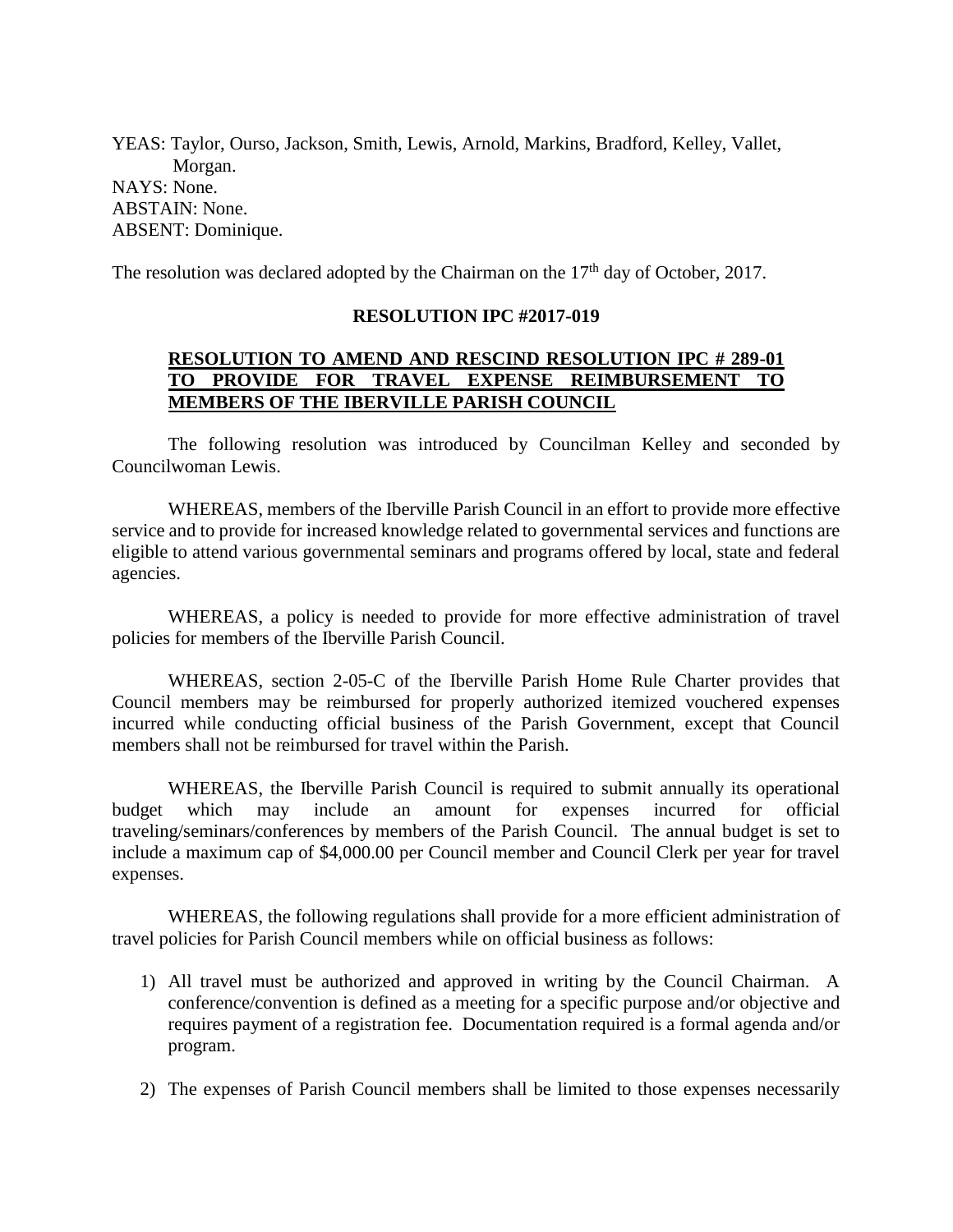YEAS: Taylor, Ourso, Jackson, Smith, Lewis, Arnold, Markins, Bradford, Kelley, Vallet, Morgan.
NAYS: None.
ABSTAIN: None.
ABSENT: Dominique.

The resolution was declared adopted by the Chairman on the 17th day of October, 2017.

**RESOLUTION IPC #2017-019**

**RESOLUTION TO AMEND AND RESCIND RESOLUTION IPC # 289-01 TO PROVIDE FOR TRAVEL EXPENSE REIMBURSEMENT TO MEMBERS OF THE IBERVILLE PARISH COUNCIL**

The following resolution was introduced by Councilman Kelley and seconded by Councilwoman Lewis.

WHEREAS, members of the Iberville Parish Council in an effort to provide more effective service and to provide for increased knowledge related to governmental services and functions are eligible to attend various governmental seminars and programs offered by local, state and federal agencies.

WHEREAS, a policy is needed to provide for more effective administration of travel policies for members of the Iberville Parish Council.

WHEREAS, section 2-05-C of the Iberville Parish Home Rule Charter provides that Council members may be reimbursed for properly authorized itemized vouchered expenses incurred while conducting official business of the Parish Government, except that Council members shall not be reimbursed for travel within the Parish.

WHEREAS, the Iberville Parish Council is required to submit annually its operational budget which may include an amount for expenses incurred for official traveling/seminars/conferences by members of the Parish Council. The annual budget is set to include a maximum cap of $4,000.00 per Council member and Council Clerk per year for travel expenses.

WHEREAS, the following regulations shall provide for a more efficient administration of travel policies for Parish Council members while on official business as follows:

1) All travel must be authorized and approved in writing by the Council Chairman. A conference/convention is defined as a meeting for a specific purpose and/or objective and requires payment of a registration fee. Documentation required is a formal agenda and/or program.

2) The expenses of Parish Council members shall be limited to those expenses necessarily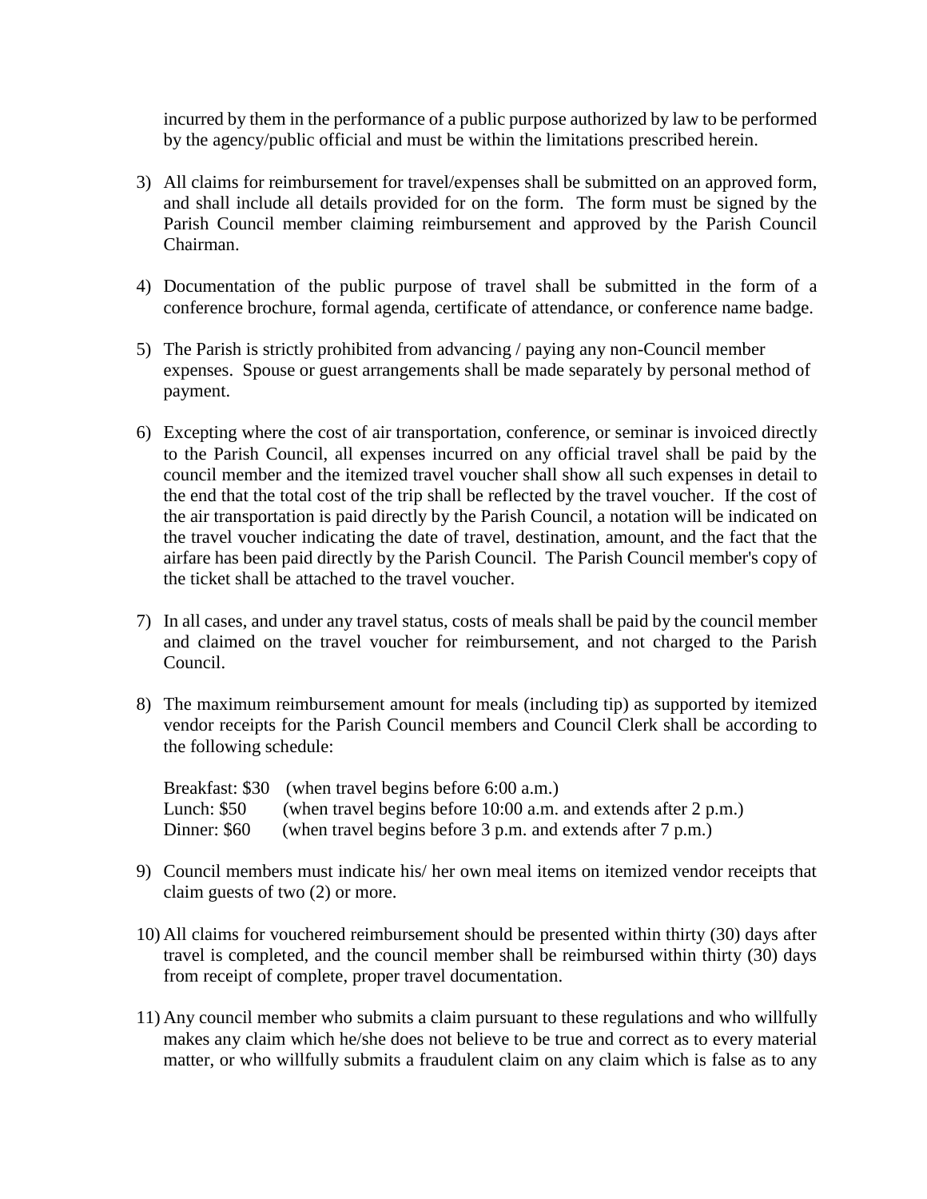incurred by them in the performance of a public purpose authorized by law to be performed by the agency/public official and must be within the limitations prescribed herein.

3) All claims for reimbursement for travel/expenses shall be submitted on an approved form, and shall include all details provided for on the form. The form must be signed by the Parish Council member claiming reimbursement and approved by the Parish Council Chairman.

4) Documentation of the public purpose of travel shall be submitted in the form of a conference brochure, formal agenda, certificate of attendance, or conference name badge.

5) The Parish is strictly prohibited from advancing / paying any non-Council member expenses. Spouse or guest arrangements shall be made separately by personal method of payment.

6) Excepting where the cost of air transportation, conference, or seminar is invoiced directly to the Parish Council, all expenses incurred on any official travel shall be paid by the council member and the itemized travel voucher shall show all such expenses in detail to the end that the total cost of the trip shall be reflected by the travel voucher. If the cost of the air transportation is paid directly by the Parish Council, a notation will be indicated on the travel voucher indicating the date of travel, destination, amount, and the fact that the airfare has been paid directly by the Parish Council. The Parish Council member's copy of the ticket shall be attached to the travel voucher.

7) In all cases, and under any travel status, costs of meals shall be paid by the council member and claimed on the travel voucher for reimbursement, and not charged to the Parish Council.

8) The maximum reimbursement amount for meals (including tip) as supported by itemized vendor receipts for the Parish Council members and Council Clerk shall be according to the following schedule:

   Breakfast: $30 (when travel begins before 6:00 a.m.)
   Lunch: $50 (when travel begins before 10:00 a.m. and extends after 2 p.m.)
   Dinner: $60 (when travel begins before 3 p.m. and extends after 7 p.m.)

9) Council members must indicate his/ her own meal items on itemized vendor receipts that claim guests of two (2) or more.

10) All claims for vouchered reimbursement should be presented within thirty (30) days after travel is completed, and the council member shall be reimbursed within thirty (30) days from receipt of complete, proper travel documentation.

11) Any council member who submits a claim pursuant to these regulations and who willfully makes any claim which he/she does not believe to be true and correct as to every material matter, or who willfully submits a fraudulent claim on any claim which is false as to any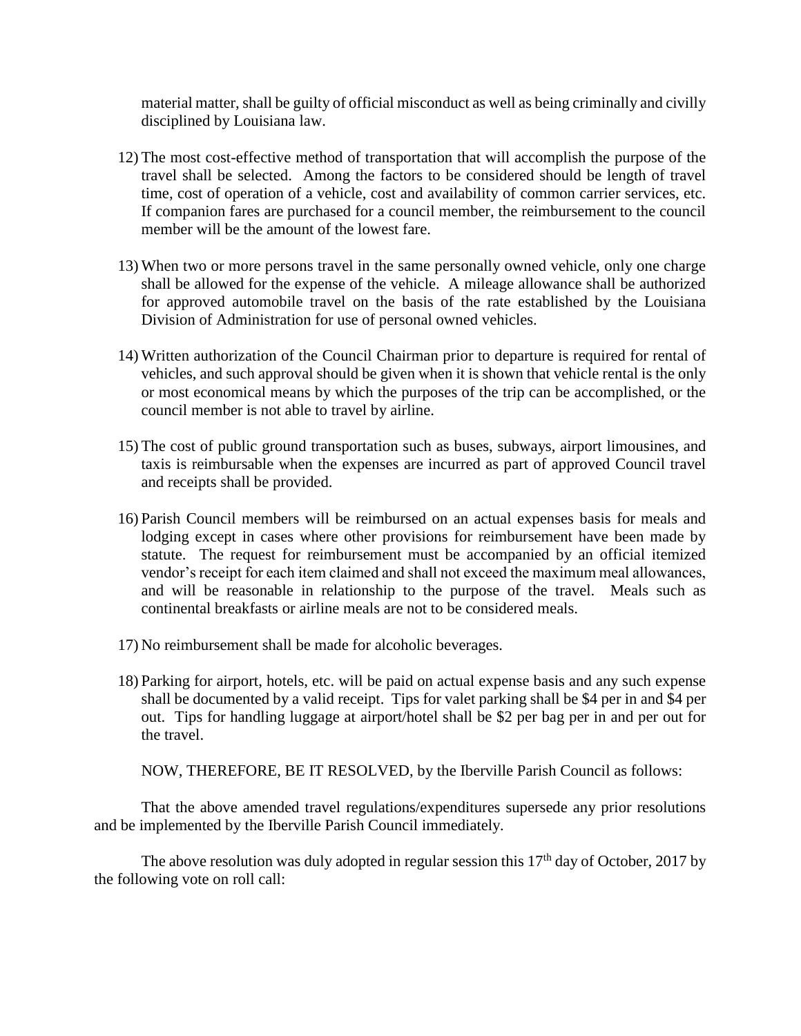material matter, shall be guilty of official misconduct as well as being criminally and civilly disciplined by Louisiana law.

12) The most cost-effective method of transportation that will accomplish the purpose of the travel shall be selected. Among the factors to be considered should be length of travel time, cost of operation of a vehicle, cost and availability of common carrier services, etc. If companion fares are purchased for a council member, the reimbursement to the council member will be the amount of the lowest fare.

13) When two or more persons travel in the same personally owned vehicle, only one charge shall be allowed for the expense of the vehicle. A mileage allowance shall be authorized for approved automobile travel on the basis of the rate established by the Louisiana Division of Administration for use of personal owned vehicles.

14) Written authorization of the Council Chairman prior to departure is required for rental of vehicles, and such approval should be given when it is shown that vehicle rental is the only or most economical means by which the purposes of the trip can be accomplished, or the council member is not able to travel by airline.

15) The cost of public ground transportation such as buses, subways, airport limousines, and taxis is reimbursable when the expenses are incurred as part of approved Council travel and receipts shall be provided.

16) Parish Council members will be reimbursed on an actual expenses basis for meals and lodging except in cases where other provisions for reimbursement have been made by statute. The request for reimbursement must be accompanied by an official itemized vendor's receipt for each item claimed and shall not exceed the maximum meal allowances, and will be reasonable in relationship to the purpose of the travel. Meals such as continental breakfasts or airline meals are not to be considered meals.

17) No reimbursement shall be made for alcoholic beverages.

18) Parking for airport, hotels, etc. will be paid on actual expense basis and any such expense shall be documented by a valid receipt. Tips for valet parking shall be $4 per in and $4 per out. Tips for handling luggage at airport/hotel shall be $2 per bag per in and per out for the travel.

NOW, THEREFORE, BE IT RESOLVED, by the Iberville Parish Council as follows:

That the above amended travel regulations/expenditures supersede any prior resolutions and be implemented by the Iberville Parish Council immediately.

The above resolution was duly adopted in regular session this 17th day of October, 2017 by the following vote on roll call: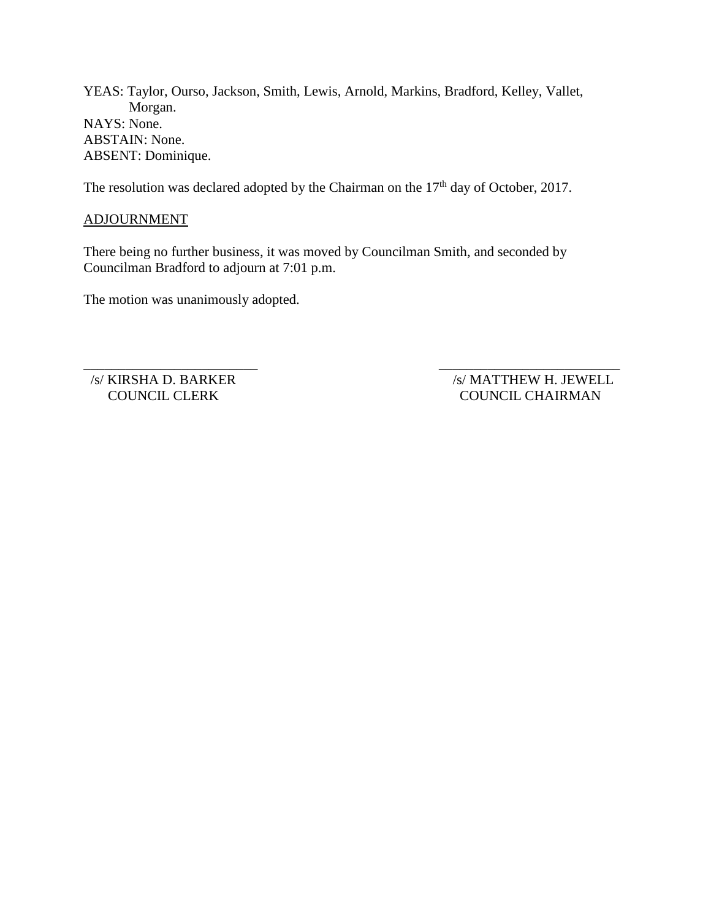YEAS: Taylor, Ourso, Jackson, Smith, Lewis, Arnold, Markins, Bradford, Kelley, Vallet, Morgan.
NAYS: None.
ABSTAIN: None.
ABSENT: Dominique.

The resolution was declared adopted by the Chairman on the 17th day of October, 2017.

ADJOURNMENT

There being no further business, it was moved by Councilman Smith, and seconded by Councilman Bradford to adjourn at 7:01 p.m.

The motion was unanimously adopted.

| | |
|---|---|
| /s/ KIRSHA D. BARKER | /s/ MATTHEW H. JEWELL |
| COUNCIL CLERK | COUNCIL CHAIRMAN |